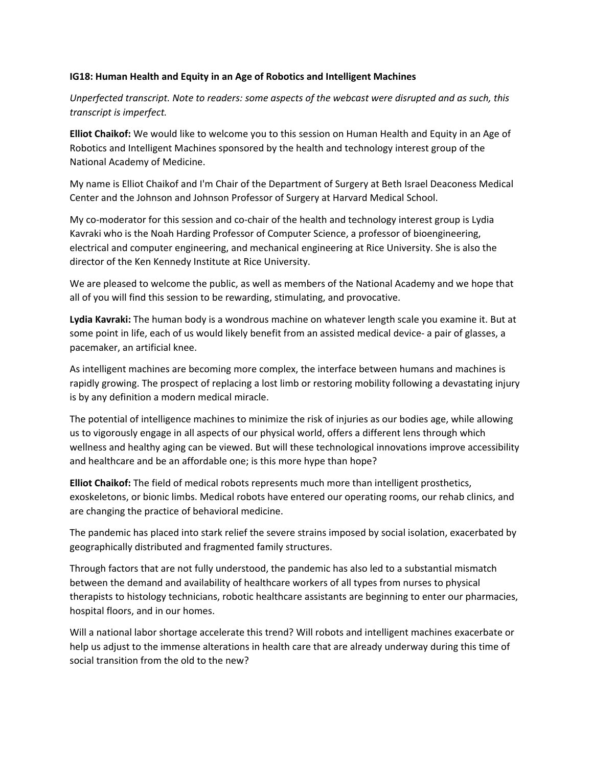**IG18: Human Health and Equity in an Age of Robotics and Intelligent Machines**

*Unperfected transcript. Note to readers: some aspects of the webcast were disrupted and as such, this transcript is imperfect.*

**Elliot Chaikof:** We would like to welcome you to this session on Human Health and Equity in an Age of Robotics and Intelligent Machines sponsored by the health and technology interest group of the National Academy of Medicine.

My name is Elliot Chaikof and I'm Chair of the Department of Surgery at Beth Israel Deaconess Medical Center and the Johnson and Johnson Professor of Surgery at Harvard Medical School.

My co-moderator for this session and co-chair of the health and technology interest group is Lydia Kavraki who is the Noah Harding Professor of Computer Science, a professor of bioengineering, electrical and computer engineering, and mechanical engineering at Rice University. She is also the director of the Ken Kennedy Institute at Rice University.

We are pleased to welcome the public, as well as members of the National Academy and we hope that all of you will find this session to be rewarding, stimulating, and provocative.

**Lydia Kavraki:** The human body is a wondrous machine on whatever length scale you examine it. But at some point in life, each of us would likely benefit from an assisted medical device- a pair of glasses, a pacemaker, an artificial knee.

As intelligent machines are becoming more complex, the interface between humans and machines is rapidly growing. The prospect of replacing a lost limb or restoring mobility following a devastating injury is by any definition a modern medical miracle.

The potential of intelligence machines to minimize the risk of injuries as our bodies age, while allowing us to vigorously engage in all aspects of our physical world, offers a different lens through which wellness and healthy aging can be viewed. But will these technological innovations improve accessibility and healthcare and be an affordable one; is this more hype than hope?

**Elliot Chaikof:** The field of medical robots represents much more than intelligent prosthetics, exoskeletons, or bionic limbs. Medical robots have entered our operating rooms, our rehab clinics, and are changing the practice of behavioral medicine.

The pandemic has placed into stark relief the severe strains imposed by social isolation, exacerbated by geographically distributed and fragmented family structures.

Through factors that are not fully understood, the pandemic has also led to a substantial mismatch between the demand and availability of healthcare workers of all types from nurses to physical therapists to histology technicians, robotic healthcare assistants are beginning to enter our pharmacies, hospital floors, and in our homes.

Will a national labor shortage accelerate this trend? Will robots and intelligent machines exacerbate or help us adjust to the immense alterations in health care that are already underway during this time of social transition from the old to the new?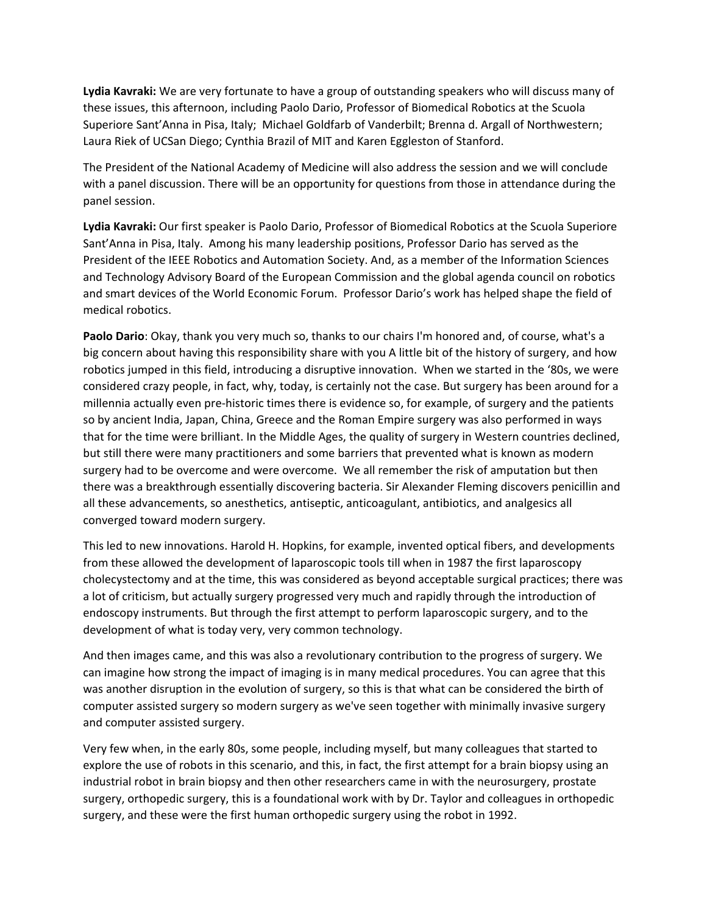**Lydia Kavraki:** We are very fortunate to have a group of outstanding speakers who will discuss many of these issues, this afternoon, including Paolo Dario, Professor of Biomedical Robotics at the Scuola Superiore Sant'Anna in Pisa, Italy; Michael Goldfarb of Vanderbilt; Brenna d. Argall of Northwestern; Laura Riek of UCSan Diego; Cynthia Brazil of MIT and Karen Eggleston of Stanford.

The President of the National Academy of Medicine will also address the session and we will conclude with a panel discussion. There will be an opportunity for questions from those in attendance during the panel session.

**Lydia Kavraki:** Our first speaker is Paolo Dario, Professor of Biomedical Robotics at the Scuola Superiore Sant'Anna in Pisa, Italy. Among his many leadership positions, Professor Dario has served as the President of the IEEE Robotics and Automation Society. And, as a member of the Information Sciences and Technology Advisory Board of the European Commission and the global agenda council on robotics and smart devices of the World Economic Forum. Professor Dario's work has helped shape the field of medical robotics.

**Paolo Dario**: Okay, thank you very much so, thanks to our chairs I'm honored and, of course, what's a big concern about having this responsibility share with you A little bit of the history of surgery, and how robotics jumped in this field, introducing a disruptive innovation. When we started in the '80s, we were considered crazy people, in fact, why, today, is certainly not the case. But surgery has been around for a millennia actually even pre-historic times there is evidence so, for example, of surgery and the patients so by ancient India, Japan, China, Greece and the Roman Empire surgery was also performed in ways that for the time were brilliant. In the Middle Ages, the quality of surgery in Western countries declined, but still there were many practitioners and some barriers that prevented what is known as modern surgery had to be overcome and were overcome. We all remember the risk of amputation but then there was a breakthrough essentially discovering bacteria. Sir Alexander Fleming discovers penicillin and all these advancements, so anesthetics, antiseptic, anticoagulant, antibiotics, and analgesics all converged toward modern surgery.

This led to new innovations. Harold H. Hopkins, for example, invented optical fibers, and developments from these allowed the development of laparoscopic tools till when in 1987 the first laparoscopy cholecystectomy and at the time, this was considered as beyond acceptable surgical practices; there was a lot of criticism, but actually surgery progressed very much and rapidly through the introduction of endoscopy instruments. But through the first attempt to perform laparoscopic surgery, and to the development of what is today very, very common technology.

And then images came, and this was also a revolutionary contribution to the progress of surgery. We can imagine how strong the impact of imaging is in many medical procedures. You can agree that this was another disruption in the evolution of surgery, so this is that what can be considered the birth of computer assisted surgery so modern surgery as we've seen together with minimally invasive surgery and computer assisted surgery.

Very few when, in the early 80s, some people, including myself, but many colleagues that started to explore the use of robots in this scenario, and this, in fact, the first attempt for a brain biopsy using an industrial robot in brain biopsy and then other researchers came in with the neurosurgery, prostate surgery, orthopedic surgery, this is a foundational work with by Dr. Taylor and colleagues in orthopedic surgery, and these were the first human orthopedic surgery using the robot in 1992.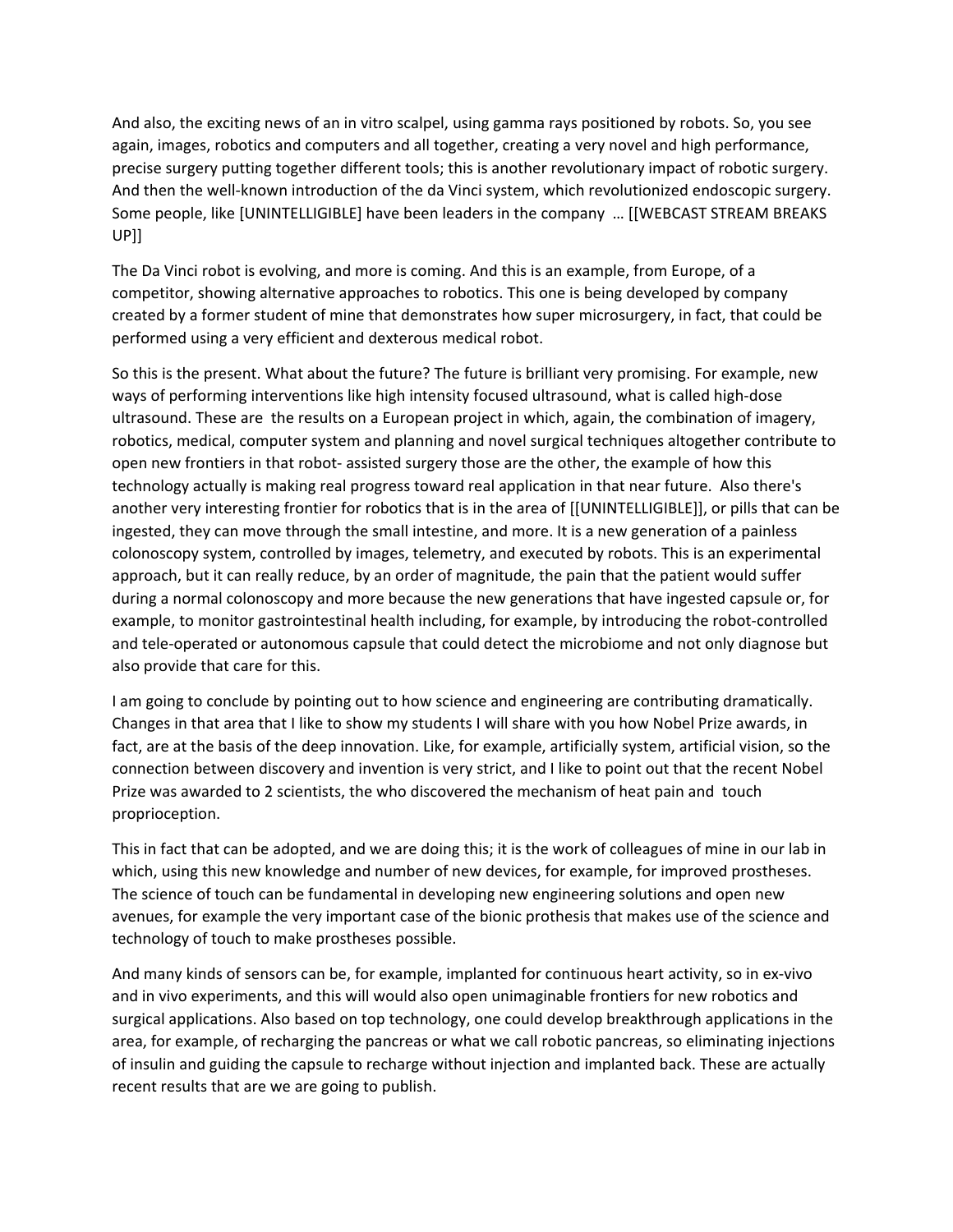And also, the exciting news of an in vitro scalpel, using gamma rays positioned by robots. So, you see again, images, robotics and computers and all together, creating a very novel and high performance, precise surgery putting together different tools; this is another revolutionary impact of robotic surgery. And then the well-known introduction of the da Vinci system, which revolutionized endoscopic surgery. Some people, like [UNINTELLIGIBLE] have been leaders in the company … [[WEBCAST STREAM BREAKS UP]]

The Da Vinci robot is evolving, and more is coming. And this is an example, from Europe, of a competitor, showing alternative approaches to robotics. This one is being developed by company created by a former student of mine that demonstrates how super microsurgery, in fact, that could be performed using a very efficient and dexterous medical robot.

So this is the present. What about the future? The future is brilliant very promising. For example, new ways of performing interventions like high intensity focused ultrasound, what is called high-dose ultrasound. These are the results on a European project in which, again, the combination of imagery, robotics, medical, computer system and planning and novel surgical techniques altogether contribute to open new frontiers in that robot- assisted surgery those are the other, the example of how this technology actually is making real progress toward real application in that near future. Also there's another very interesting frontier for robotics that is in the area of [[UNINTELLIGIBLE]], or pills that can be ingested, they can move through the small intestine, and more. It is a new generation of a painless colonoscopy system, controlled by images, telemetry, and executed by robots. This is an experimental approach, but it can really reduce, by an order of magnitude, the pain that the patient would suffer during a normal colonoscopy and more because the new generations that have ingested capsule or, for example, to monitor gastrointestinal health including, for example, by introducing the robot-controlled and tele-operated or autonomous capsule that could detect the microbiome and not only diagnose but also provide that care for this.

I am going to conclude by pointing out to how science and engineering are contributing dramatically. Changes in that area that I like to show my students I will share with you how Nobel Prize awards, in fact, are at the basis of the deep innovation. Like, for example, artificially system, artificial vision, so the connection between discovery and invention is very strict, and I like to point out that the recent Nobel Prize was awarded to 2 scientists, the who discovered the mechanism of heat pain and touch proprioception.

This in fact that can be adopted, and we are doing this; it is the work of colleagues of mine in our lab in which, using this new knowledge and number of new devices, for example, for improved prostheses. The science of touch can be fundamental in developing new engineering solutions and open new avenues, for example the very important case of the bionic prothesis that makes use of the science and technology of touch to make prostheses possible.

And many kinds of sensors can be, for example, implanted for continuous heart activity, so in ex-vivo and in vivo experiments, and this will would also open unimaginable frontiers for new robotics and surgical applications. Also based on top technology, one could develop breakthrough applications in the area, for example, of recharging the pancreas or what we call robotic pancreas, so eliminating injections of insulin and guiding the capsule to recharge without injection and implanted back. These are actually recent results that are we are going to publish.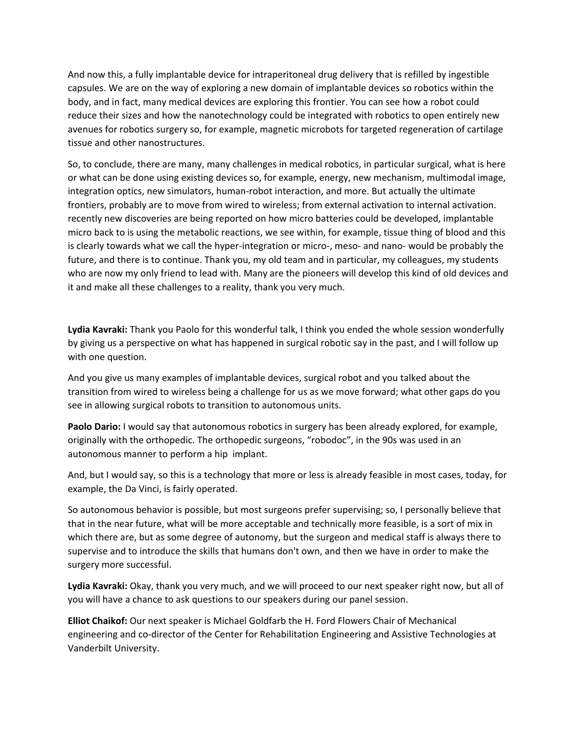And now this, a fully implantable device for intraperitoneal drug delivery that is refilled by ingestible capsules. We are on the way of exploring a new domain of implantable devices so robotics within the body, and in fact, many medical devices are exploring this frontier. You can see how a robot could reduce their sizes and how the nanotechnology could be integrated with robotics to open entirely new avenues for robotics surgery so, for example, magnetic microbots for targeted regeneration of cartilage tissue and other nanostructures.

So, to conclude, there are many, many challenges in medical robotics, in particular surgical, what is here or what can be done using existing devices so, for example, energy, new mechanism, multimodal image, integration optics, new simulators, human-robot interaction, and more. But actually the ultimate frontiers, probably are to move from wired to wireless; from external activation to internal activation. recently new discoveries are being reported on how micro batteries could be developed, implantable micro back to is using the metabolic reactions, we see within, for example, tissue thing of blood and this is clearly towards what we call the hyper-integration or micro-, meso- and nano- would be probably the future, and there is to continue. Thank you, my old team and in particular, my colleagues, my students who are now my only friend to lead with. Many are the pioneers will develop this kind of old devices and it and make all these challenges to a reality, thank you very much.

**Lydia Kavraki:** Thank you Paolo for this wonderful talk, I think you ended the whole session wonderfully by giving us a perspective on what has happened in surgical robotic say in the past, and I will follow up with one question.

And you give us many examples of implantable devices, surgical robot and you talked about the transition from wired to wireless being a challenge for us as we move forward; what other gaps do you see in allowing surgical robots to transition to autonomous units.

**Paolo Dario:** I would say that autonomous robotics in surgery has been already explored, for example, originally with the orthopedic. The orthopedic surgeons, "robodoc", in the 90s was used in an autonomous manner to perform a hip implant.

And, but I would say, so this is a technology that more or less is already feasible in most cases, today, for example, the Da Vinci, is fairly operated.

So autonomous behavior is possible, but most surgeons prefer supervising; so, I personally believe that that in the near future, what will be more acceptable and technically more feasible, is a sort of mix in which there are, but as some degree of autonomy, but the surgeon and medical staff is always there to supervise and to introduce the skills that humans don't own, and then we have in order to make the surgery more successful.

**Lydia Kavraki:** Okay, thank you very much, and we will proceed to our next speaker right now, but all of you will have a chance to ask questions to our speakers during our panel session.

**Elliot Chaikof:** Our next speaker is Michael Goldfarb the H. Ford Flowers Chair of Mechanical engineering and co-director of the Center for Rehabilitation Engineering and Assistive Technologies at Vanderbilt University.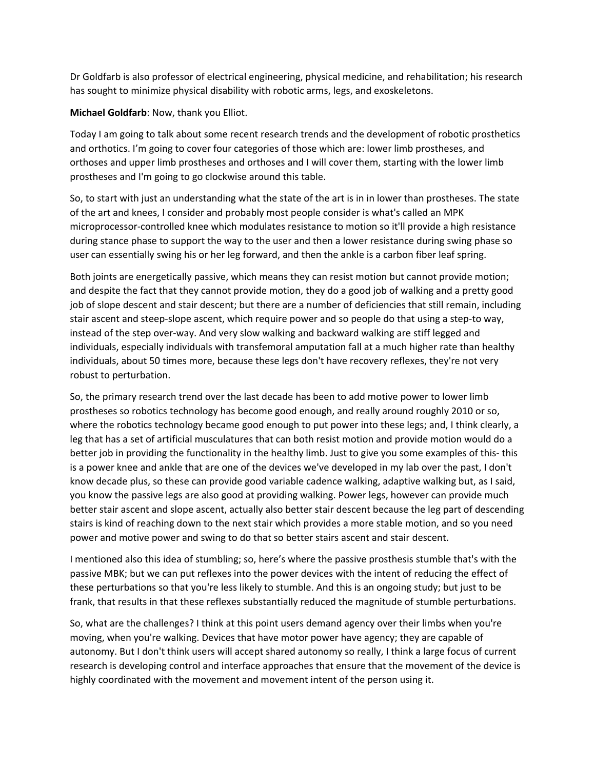Dr Goldfarb is also professor of electrical engineering, physical medicine, and rehabilitation; his research has sought to minimize physical disability with robotic arms, legs, and exoskeletons.

**Michael Goldfarb**: Now, thank you Elliot.

Today I am going to talk about some recent research trends and the development of robotic prosthetics and orthotics. I'm going to cover four categories of those which are: lower limb prostheses, and orthoses and upper limb prostheses and orthoses and I will cover them, starting with the lower limb prostheses and I'm going to go clockwise around this table.

So, to start with just an understanding what the state of the art is in in lower than prostheses. The state of the art and knees, I consider and probably most people consider is what's called an MPK microprocessor-controlled knee which modulates resistance to motion so it'll provide a high resistance during stance phase to support the way to the user and then a lower resistance during swing phase so user can essentially swing his or her leg forward, and then the ankle is a carbon fiber leaf spring.

Both joints are energetically passive, which means they can resist motion but cannot provide motion; and despite the fact that they cannot provide motion, they do a good job of walking and a pretty good job of slope descent and stair descent; but there are a number of deficiencies that still remain, including stair ascent and steep-slope ascent, which require power and so people do that using a step-to way, instead of the step over-way. And very slow walking and backward walking are stiff legged and individuals, especially individuals with transfemoral amputation fall at a much higher rate than healthy individuals, about 50 times more, because these legs don't have recovery reflexes, they're not very robust to perturbation.

So, the primary research trend over the last decade has been to add motive power to lower limb prostheses so robotics technology has become good enough, and really around roughly 2010 or so, where the robotics technology became good enough to put power into these legs; and, I think clearly, a leg that has a set of artificial musculatures that can both resist motion and provide motion would do a better job in providing the functionality in the healthy limb. Just to give you some examples of this- this is a power knee and ankle that are one of the devices we've developed in my lab over the past, I don't know decade plus, so these can provide good variable cadence walking, adaptive walking but, as I said, you know the passive legs are also good at providing walking. Power legs, however can provide much better stair ascent and slope ascent, actually also better stair descent because the leg part of descending stairs is kind of reaching down to the next stair which provides a more stable motion, and so you need power and motive power and swing to do that so better stairs ascent and stair descent.

I mentioned also this idea of stumbling; so, here's where the passive prosthesis stumble that's with the passive MBK; but we can put reflexes into the power devices with the intent of reducing the effect of these perturbations so that you're less likely to stumble. And this is an ongoing study; but just to be frank, that results in that these reflexes substantially reduced the magnitude of stumble perturbations.

So, what are the challenges? I think at this point users demand agency over their limbs when you're moving, when you're walking. Devices that have motor power have agency; they are capable of autonomy. But I don't think users will accept shared autonomy so really, I think a large focus of current research is developing control and interface approaches that ensure that the movement of the device is highly coordinated with the movement and movement intent of the person using it.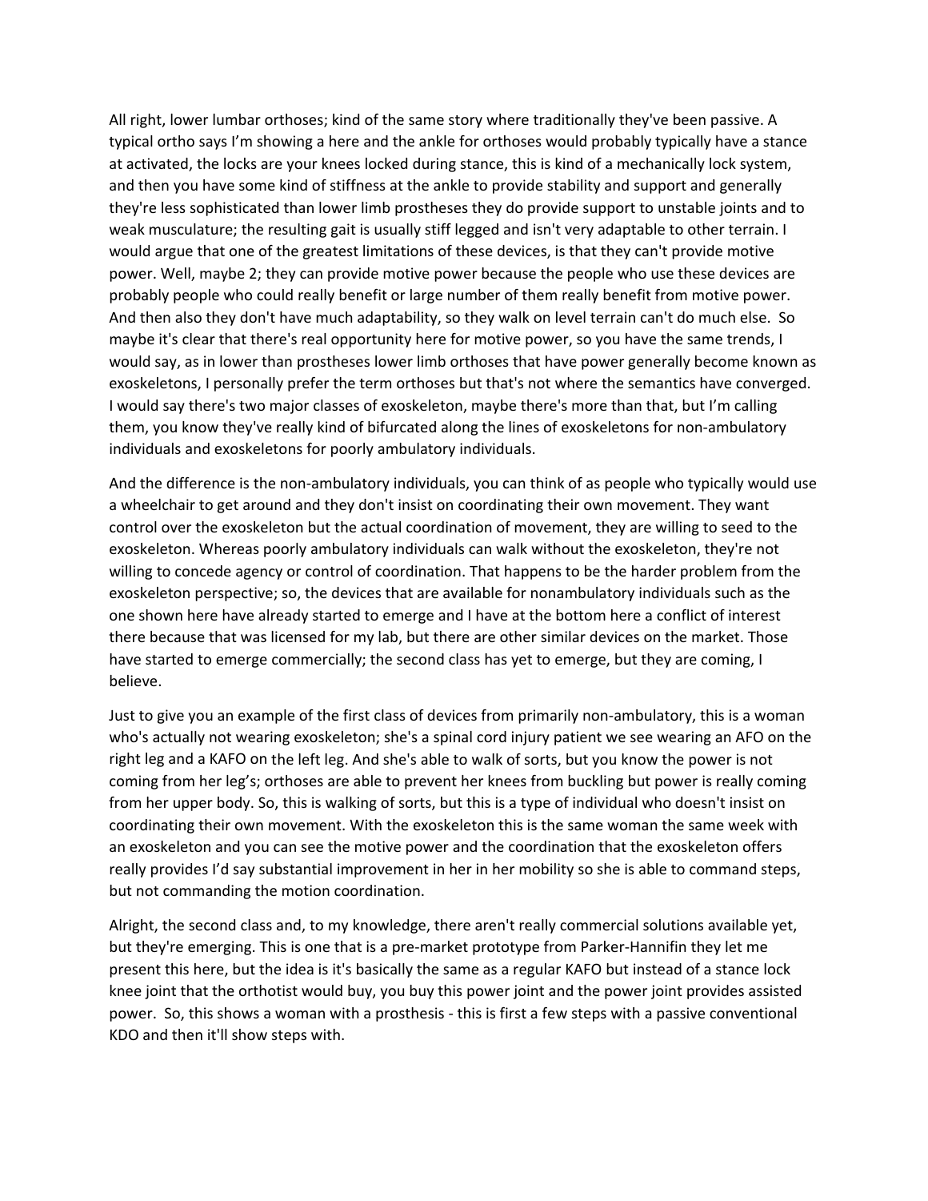All right, lower lumbar orthoses; kind of the same story where traditionally they've been passive. A typical ortho says I'm showing a here and the ankle for orthoses would probably typically have a stance at activated, the locks are your knees locked during stance, this is kind of a mechanically lock system, and then you have some kind of stiffness at the ankle to provide stability and support and generally they're less sophisticated than lower limb prostheses they do provide support to unstable joints and to weak musculature; the resulting gait is usually stiff legged and isn't very adaptable to other terrain. I would argue that one of the greatest limitations of these devices, is that they can't provide motive power. Well, maybe 2; they can provide motive power because the people who use these devices are probably people who could really benefit or large number of them really benefit from motive power. And then also they don't have much adaptability, so they walk on level terrain can't do much else. So maybe it's clear that there's real opportunity here for motive power, so you have the same trends, I would say, as in lower than prostheses lower limb orthoses that have power generally become known as exoskeletons, I personally prefer the term orthoses but that's not where the semantics have converged. I would say there's two major classes of exoskeleton, maybe there's more than that, but I'm calling them, you know they've really kind of bifurcated along the lines of exoskeletons for non-ambulatory individuals and exoskeletons for poorly ambulatory individuals.

And the difference is the non-ambulatory individuals, you can think of as people who typically would use a wheelchair to get around and they don't insist on coordinating their own movement. They want control over the exoskeleton but the actual coordination of movement, they are willing to seed to the exoskeleton. Whereas poorly ambulatory individuals can walk without the exoskeleton, they're not willing to concede agency or control of coordination. That happens to be the harder problem from the exoskeleton perspective; so, the devices that are available for nonambulatory individuals such as the one shown here have already started to emerge and I have at the bottom here a conflict of interest there because that was licensed for my lab, but there are other similar devices on the market. Those have started to emerge commercially; the second class has yet to emerge, but they are coming, I believe.

Just to give you an example of the first class of devices from primarily non-ambulatory, this is a woman who's actually not wearing exoskeleton; she's a spinal cord injury patient we see wearing an AFO on the right leg and a KAFO on the left leg. And she's able to walk of sorts, but you know the power is not coming from her leg's; orthoses are able to prevent her knees from buckling but power is really coming from her upper body. So, this is walking of sorts, but this is a type of individual who doesn't insist on coordinating their own movement. With the exoskeleton this is the same woman the same week with an exoskeleton and you can see the motive power and the coordination that the exoskeleton offers really provides I'd say substantial improvement in her in her mobility so she is able to command steps, but not commanding the motion coordination.

Alright, the second class and, to my knowledge, there aren't really commercial solutions available yet, but they're emerging. This is one that is a pre-market prototype from Parker-Hannifin they let me present this here, but the idea is it's basically the same as a regular KAFO but instead of a stance lock knee joint that the orthotist would buy, you buy this power joint and the power joint provides assisted power. So, this shows a woman with a prosthesis - this is first a few steps with a passive conventional KDO and then it'll show steps with.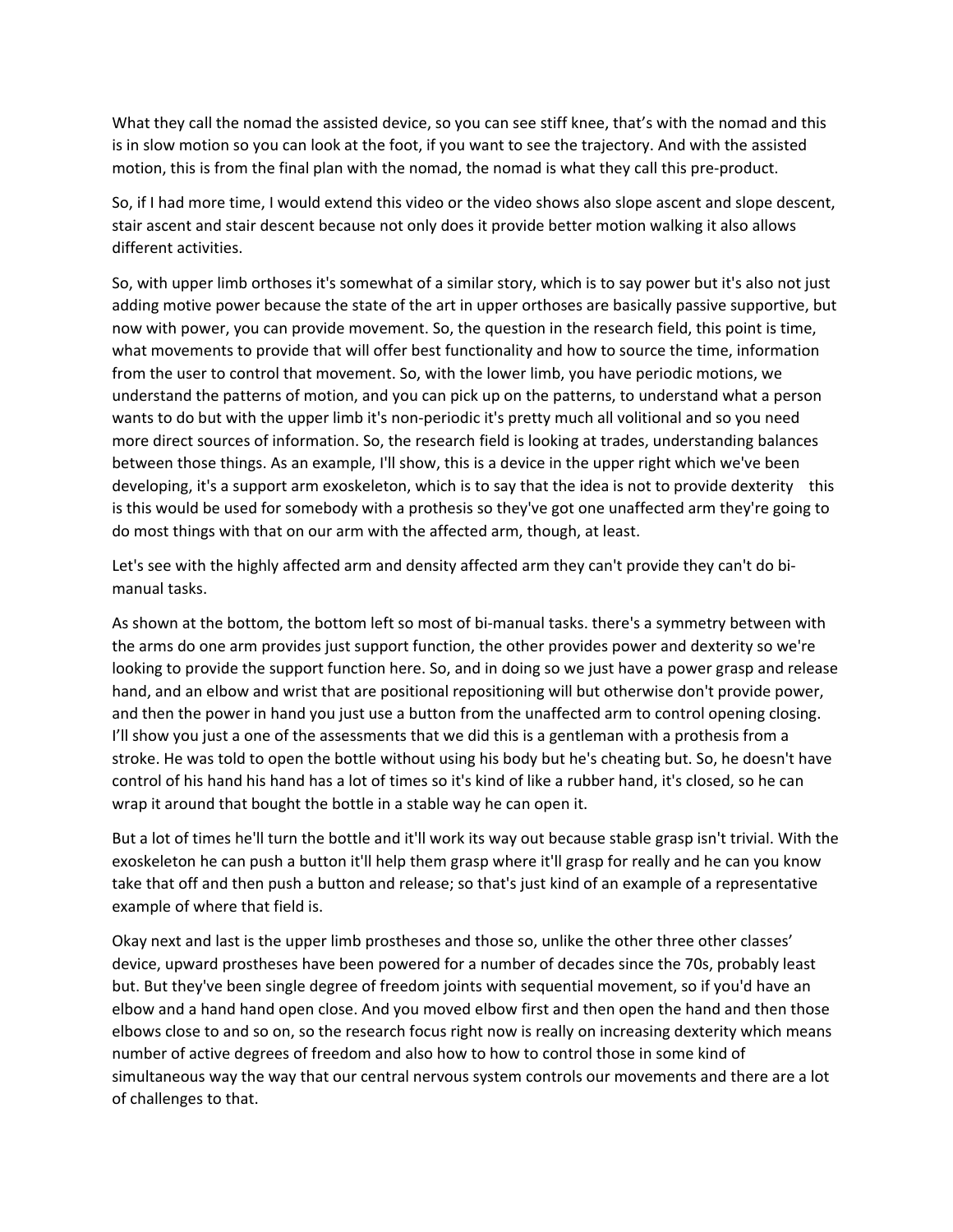What they call the nomad the assisted device, so you can see stiff knee, that's with the nomad and this is in slow motion so you can look at the foot, if you want to see the trajectory. And with the assisted motion, this is from the final plan with the nomad, the nomad is what they call this pre-product.

So, if I had more time, I would extend this video or the video shows also slope ascent and slope descent, stair ascent and stair descent because not only does it provide better motion walking it also allows different activities.

So, with upper limb orthoses it's somewhat of a similar story, which is to say power but it's also not just adding motive power because the state of the art in upper orthoses are basically passive supportive, but now with power, you can provide movement. So, the question in the research field, this point is time, what movements to provide that will offer best functionality and how to source the time, information from the user to control that movement. So, with the lower limb, you have periodic motions, we understand the patterns of motion, and you can pick up on the patterns, to understand what a person wants to do but with the upper limb it's non-periodic it's pretty much all volitional and so you need more direct sources of information. So, the research field is looking at trades, understanding balances between those things. As an example, I'll show, this is a device in the upper right which we've been developing, it's a support arm exoskeleton, which is to say that the idea is not to provide dexterity this is this would be used for somebody with a prothesis so they've got one unaffected arm they're going to do most things with that on our arm with the affected arm, though, at least.

Let's see with the highly affected arm and density affected arm they can't provide they can't do bi-manual tasks.

As shown at the bottom, the bottom left so most of bi-manual tasks. there's a symmetry between with the arms do one arm provides just support function, the other provides power and dexterity so we're looking to provide the support function here. So, and in doing so we just have a power grasp and release hand, and an elbow and wrist that are positional repositioning will but otherwise don't provide power, and then the power in hand you just use a button from the unaffected arm to control opening closing. I'll show you just a one of the assessments that we did this is a gentleman with a prothesis from a stroke. He was told to open the bottle without using his body but he's cheating but. So, he doesn't have control of his hand his hand has a lot of times so it's kind of like a rubber hand, it's closed, so he can wrap it around that bought the bottle in a stable way he can open it.

But a lot of times he'll turn the bottle and it'll work its way out because stable grasp isn't trivial. With the exoskeleton he can push a button it'll help them grasp where it'll grasp for really and he can you know take that off and then push a button and release; so that's just kind of an example of a representative example of where that field is.

Okay next and last is the upper limb prostheses and those so, unlike the other three other classes' device, upward prostheses have been powered for a number of decades since the 70s, probably least but. But they've been single degree of freedom joints with sequential movement, so if you'd have an elbow and a hand hand open close. And you moved elbow first and then open the hand and then those elbows close to and so on, so the research focus right now is really on increasing dexterity which means number of active degrees of freedom and also how to how to control those in some kind of simultaneous way the way that our central nervous system controls our movements and there are a lot of challenges to that.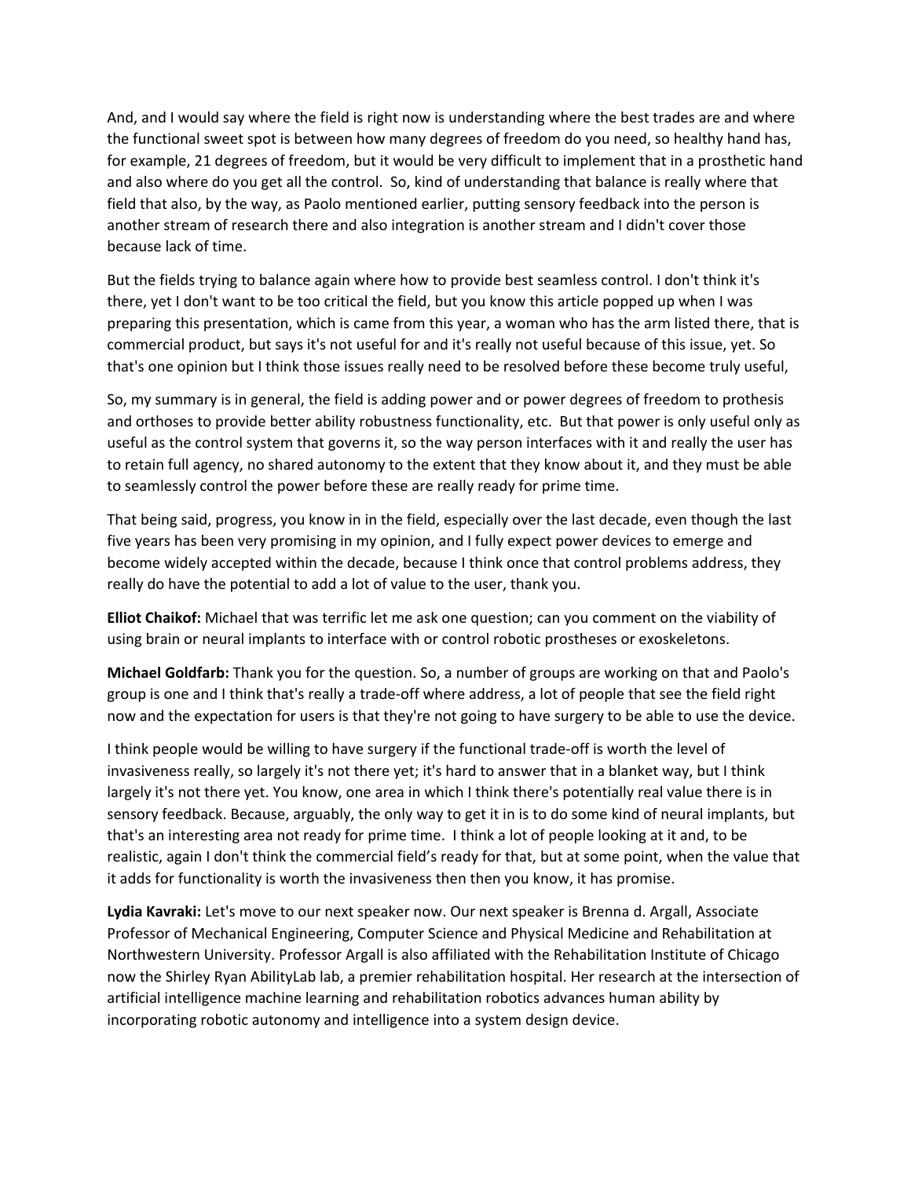And, and I would say where the field is right now is understanding where the best trades are and where the functional sweet spot is between how many degrees of freedom do you need, so healthy hand has, for example, 21 degrees of freedom, but it would be very difficult to implement that in a prosthetic hand and also where do you get all the control. So, kind of understanding that balance is really where that field that also, by the way, as Paolo mentioned earlier, putting sensory feedback into the person is another stream of research there and also integration is another stream and I didn't cover those because lack of time.

But the fields trying to balance again where how to provide best seamless control. I don't think it's there, yet I don't want to be too critical the field, but you know this article popped up when I was preparing this presentation, which is came from this year, a woman who has the arm listed there, that is commercial product, but says it's not useful for and it's really not useful because of this issue, yet. So that's one opinion but I think those issues really need to be resolved before these become truly useful,

So, my summary is in general, the field is adding power and or power degrees of freedom to prothesis and orthoses to provide better ability robustness functionality, etc. But that power is only useful only as useful as the control system that governs it, so the way person interfaces with it and really the user has to retain full agency, no shared autonomy to the extent that they know about it, and they must be able to seamlessly control the power before these are really ready for prime time.

That being said, progress, you know in in the field, especially over the last decade, even though the last five years has been very promising in my opinion, and I fully expect power devices to emerge and become widely accepted within the decade, because I think once that control problems address, they really do have the potential to add a lot of value to the user, thank you.

**Elliot Chaikof:** Michael that was terrific let me ask one question; can you comment on the viability of using brain or neural implants to interface with or control robotic prostheses or exoskeletons.

**Michael Goldfarb:** Thank you for the question. So, a number of groups are working on that and Paolo's group is one and I think that's really a trade-off where address, a lot of people that see the field right now and the expectation for users is that they're not going to have surgery to be able to use the device.

I think people would be willing to have surgery if the functional trade-off is worth the level of invasiveness really, so largely it's not there yet; it's hard to answer that in a blanket way, but I think largely it's not there yet. You know, one area in which I think there's potentially real value there is in sensory feedback. Because, arguably, the only way to get it in is to do some kind of neural implants, but that's an interesting area not ready for prime time. I think a lot of people looking at it and, to be realistic, again I don't think the commercial field's ready for that, but at some point, when the value that it adds for functionality is worth the invasiveness then then you know, it has promise.

**Lydia Kavraki:** Let's move to our next speaker now. Our next speaker is Brenna d. Argall, Associate Professor of Mechanical Engineering, Computer Science and Physical Medicine and Rehabilitation at Northwestern University. Professor Argall is also affiliated with the Rehabilitation Institute of Chicago now the Shirley Ryan AbilityLab lab, a premier rehabilitation hospital. Her research at the intersection of artificial intelligence machine learning and rehabilitation robotics advances human ability by incorporating robotic autonomy and intelligence into a system design device.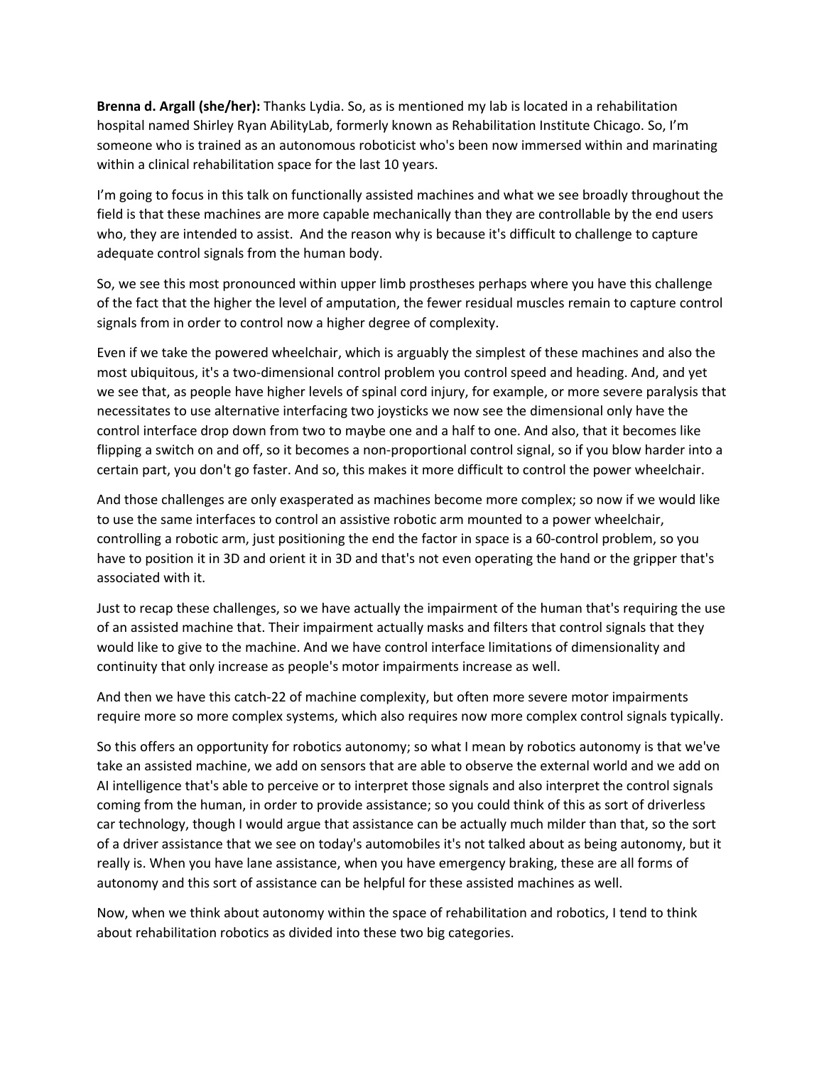**Brenna d. Argall (she/her):** Thanks Lydia. So, as is mentioned my lab is located in a rehabilitation hospital named Shirley Ryan AbilityLab, formerly known as Rehabilitation Institute Chicago. So, I'm someone who is trained as an autonomous roboticist who's been now immersed within and marinating within a clinical rehabilitation space for the last 10 years.

I'm going to focus in this talk on functionally assisted machines and what we see broadly throughout the field is that these machines are more capable mechanically than they are controllable by the end users who, they are intended to assist. And the reason why is because it's difficult to challenge to capture adequate control signals from the human body.

So, we see this most pronounced within upper limb prostheses perhaps where you have this challenge of the fact that the higher the level of amputation, the fewer residual muscles remain to capture control signals from in order to control now a higher degree of complexity.

Even if we take the powered wheelchair, which is arguably the simplest of these machines and also the most ubiquitous, it's a two-dimensional control problem you control speed and heading. And, and yet we see that, as people have higher levels of spinal cord injury, for example, or more severe paralysis that necessitates to use alternative interfacing two joysticks we now see the dimensional only have the control interface drop down from two to maybe one and a half to one. And also, that it becomes like flipping a switch on and off, so it becomes a non-proportional control signal, so if you blow harder into a certain part, you don't go faster. And so, this makes it more difficult to control the power wheelchair.

And those challenges are only exasperated as machines become more complex; so now if we would like to use the same interfaces to control an assistive robotic arm mounted to a power wheelchair, controlling a robotic arm, just positioning the end the factor in space is a 60-control problem, so you have to position it in 3D and orient it in 3D and that's not even operating the hand or the gripper that's associated with it.

Just to recap these challenges, so we have actually the impairment of the human that's requiring the use of an assisted machine that. Their impairment actually masks and filters that control signals that they would like to give to the machine. And we have control interface limitations of dimensionality and continuity that only increase as people's motor impairments increase as well.

And then we have this catch-22 of machine complexity, but often more severe motor impairments require more so more complex systems, which also requires now more complex control signals typically.

So this offers an opportunity for robotics autonomy; so what I mean by robotics autonomy is that we've take an assisted machine, we add on sensors that are able to observe the external world and we add on AI intelligence that's able to perceive or to interpret those signals and also interpret the control signals coming from the human, in order to provide assistance; so you could think of this as sort of driverless car technology, though I would argue that assistance can be actually much milder than that, so the sort of a driver assistance that we see on today's automobiles it's not talked about as being autonomy, but it really is. When you have lane assistance, when you have emergency braking, these are all forms of autonomy and this sort of assistance can be helpful for these assisted machines as well.

Now, when we think about autonomy within the space of rehabilitation and robotics, I tend to think about rehabilitation robotics as divided into these two big categories.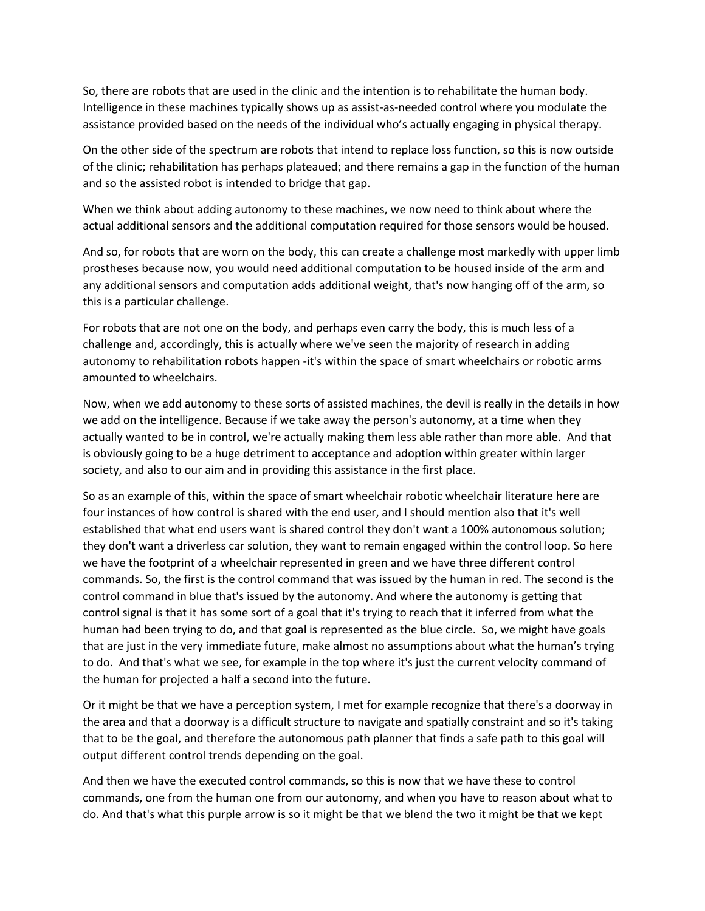So, there are robots that are used in the clinic and the intention is to rehabilitate the human body. Intelligence in these machines typically shows up as assist-as-needed control where you modulate the assistance provided based on the needs of the individual who's actually engaging in physical therapy.

On the other side of the spectrum are robots that intend to replace loss function, so this is now outside of the clinic; rehabilitation has perhaps plateaued; and there remains a gap in the function of the human and so the assisted robot is intended to bridge that gap.

When we think about adding autonomy to these machines, we now need to think about where the actual additional sensors and the additional computation required for those sensors would be housed.

And so, for robots that are worn on the body, this can create a challenge most markedly with upper limb prostheses because now, you would need additional computation to be housed inside of the arm and any additional sensors and computation adds additional weight, that's now hanging off of the arm, so this is a particular challenge.

For robots that are not one on the body, and perhaps even carry the body, this is much less of a challenge and, accordingly, this is actually where we've seen the majority of research in adding autonomy to rehabilitation robots happen -it's within the space of smart wheelchairs or robotic arms amounted to wheelchairs.

Now, when we add autonomy to these sorts of assisted machines, the devil is really in the details in how we add on the intelligence. Because if we take away the person's autonomy, at a time when they actually wanted to be in control, we're actually making them less able rather than more able. And that is obviously going to be a huge detriment to acceptance and adoption within greater within larger society, and also to our aim and in providing this assistance in the first place.

So as an example of this, within the space of smart wheelchair robotic wheelchair literature here are four instances of how control is shared with the end user, and I should mention also that it's well established that what end users want is shared control they don't want a 100% autonomous solution; they don't want a driverless car solution, they want to remain engaged within the control loop. So here we have the footprint of a wheelchair represented in green and we have three different control commands. So, the first is the control command that was issued by the human in red. The second is the control command in blue that's issued by the autonomy. And where the autonomy is getting that control signal is that it has some sort of a goal that it's trying to reach that it inferred from what the human had been trying to do, and that goal is represented as the blue circle. So, we might have goals that are just in the very immediate future, make almost no assumptions about what the human's trying to do. And that's what we see, for example in the top where it's just the current velocity command of the human for projected a half a second into the future.

Or it might be that we have a perception system, I met for example recognize that there's a doorway in the area and that a doorway is a difficult structure to navigate and spatially constraint and so it's taking that to be the goal, and therefore the autonomous path planner that finds a safe path to this goal will output different control trends depending on the goal.

And then we have the executed control commands, so this is now that we have these to control commands, one from the human one from our autonomy, and when you have to reason about what to do. And that's what this purple arrow is so it might be that we blend the two it might be that we kept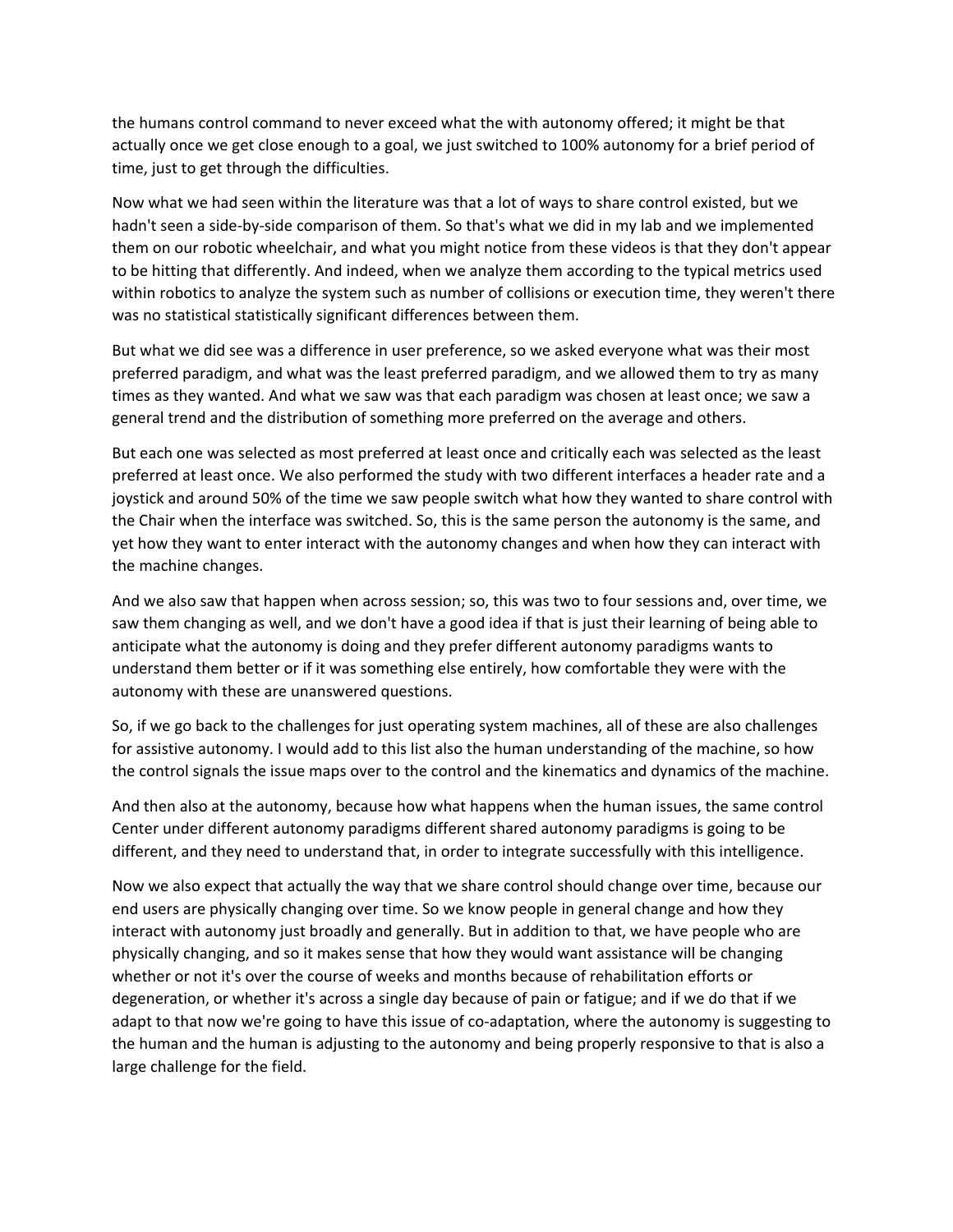the humans control command to never exceed what the with autonomy offered; it might be that actually once we get close enough to a goal, we just switched to 100% autonomy for a brief period of time, just to get through the difficulties.

Now what we had seen within the literature was that a lot of ways to share control existed, but we hadn't seen a side-by-side comparison of them. So that's what we did in my lab and we implemented them on our robotic wheelchair, and what you might notice from these videos is that they don't appear to be hitting that differently. And indeed, when we analyze them according to the typical metrics used within robotics to analyze the system such as number of collisions or execution time, they weren't there was no statistical statistically significant differences between them.

But what we did see was a difference in user preference, so we asked everyone what was their most preferred paradigm, and what was the least preferred paradigm, and we allowed them to try as many times as they wanted. And what we saw was that each paradigm was chosen at least once; we saw a general trend and the distribution of something more preferred on the average and others.

But each one was selected as most preferred at least once and critically each was selected as the least preferred at least once. We also performed the study with two different interfaces a header rate and a joystick and around 50% of the time we saw people switch what how they wanted to share control with the Chair when the interface was switched. So, this is the same person the autonomy is the same, and yet how they want to enter interact with the autonomy changes and when how they can interact with the machine changes.

And we also saw that happen when across session; so, this was two to four sessions and, over time, we saw them changing as well, and we don't have a good idea if that is just their learning of being able to anticipate what the autonomy is doing and they prefer different autonomy paradigms wants to understand them better or if it was something else entirely, how comfortable they were with the autonomy with these are unanswered questions.

So, if we go back to the challenges for just operating system machines, all of these are also challenges for assistive autonomy. I would add to this list also the human understanding of the machine, so how the control signals the issue maps over to the control and the kinematics and dynamics of the machine.

And then also at the autonomy, because how what happens when the human issues, the same control Center under different autonomy paradigms different shared autonomy paradigms is going to be different, and they need to understand that, in order to integrate successfully with this intelligence.

Now we also expect that actually the way that we share control should change over time, because our end users are physically changing over time. So we know people in general change and how they interact with autonomy just broadly and generally. But in addition to that, we have people who are physically changing, and so it makes sense that how they would want assistance will be changing whether or not it's over the course of weeks and months because of rehabilitation efforts or degeneration, or whether it's across a single day because of pain or fatigue; and if we do that if we adapt to that now we're going to have this issue of co-adaptation, where the autonomy is suggesting to the human and the human is adjusting to the autonomy and being properly responsive to that is also a large challenge for the field.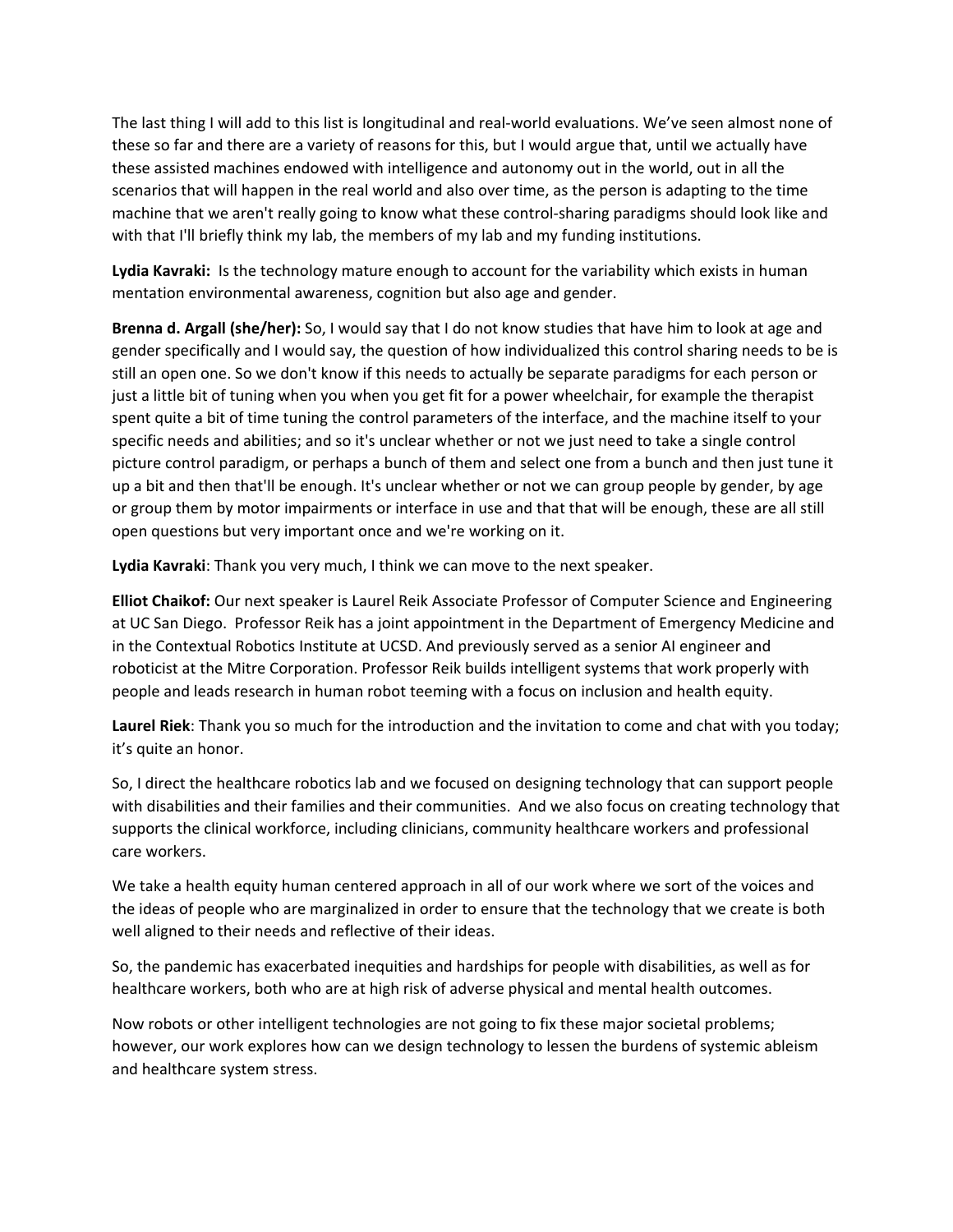The last thing I will add to this list is longitudinal and real-world evaluations. We've seen almost none of these so far and there are a variety of reasons for this, but I would argue that, until we actually have these assisted machines endowed with intelligence and autonomy out in the world, out in all the scenarios that will happen in the real world and also over time, as the person is adapting to the time machine that we aren't really going to know what these control-sharing paradigms should look like and with that I'll briefly think my lab, the members of my lab and my funding institutions.

**Lydia Kavraki:** Is the technology mature enough to account for the variability which exists in human mentation environmental awareness, cognition but also age and gender.

**Brenna d. Argall (she/her):** So, I would say that I do not know studies that have him to look at age and gender specifically and I would say, the question of how individualized this control sharing needs to be is still an open one. So we don't know if this needs to actually be separate paradigms for each person or just a little bit of tuning when you when you get fit for a power wheelchair, for example the therapist spent quite a bit of time tuning the control parameters of the interface, and the machine itself to your specific needs and abilities; and so it's unclear whether or not we just need to take a single control picture control paradigm, or perhaps a bunch of them and select one from a bunch and then just tune it up a bit and then that'll be enough. It's unclear whether or not we can group people by gender, by age or group them by motor impairments or interface in use and that that will be enough, these are all still open questions but very important once and we're working on it.

**Lydia Kavraki**: Thank you very much, I think we can move to the next speaker.

**Elliot Chaikof:** Our next speaker is Laurel Reik Associate Professor of Computer Science and Engineering at UC San Diego. Professor Reik has a joint appointment in the Department of Emergency Medicine and in the Contextual Robotics Institute at UCSD. And previously served as a senior AI engineer and roboticist at the Mitre Corporation. Professor Reik builds intelligent systems that work properly with people and leads research in human robot teeming with a focus on inclusion and health equity.

**Laurel Riek**: Thank you so much for the introduction and the invitation to come and chat with you today; it's quite an honor.

So, I direct the healthcare robotics lab and we focused on designing technology that can support people with disabilities and their families and their communities. And we also focus on creating technology that supports the clinical workforce, including clinicians, community healthcare workers and professional care workers.

We take a health equity human centered approach in all of our work where we sort of the voices and the ideas of people who are marginalized in order to ensure that the technology that we create is both well aligned to their needs and reflective of their ideas.

So, the pandemic has exacerbated inequities and hardships for people with disabilities, as well as for healthcare workers, both who are at high risk of adverse physical and mental health outcomes.

Now robots or other intelligent technologies are not going to fix these major societal problems; however, our work explores how can we design technology to lessen the burdens of systemic ableism and healthcare system stress.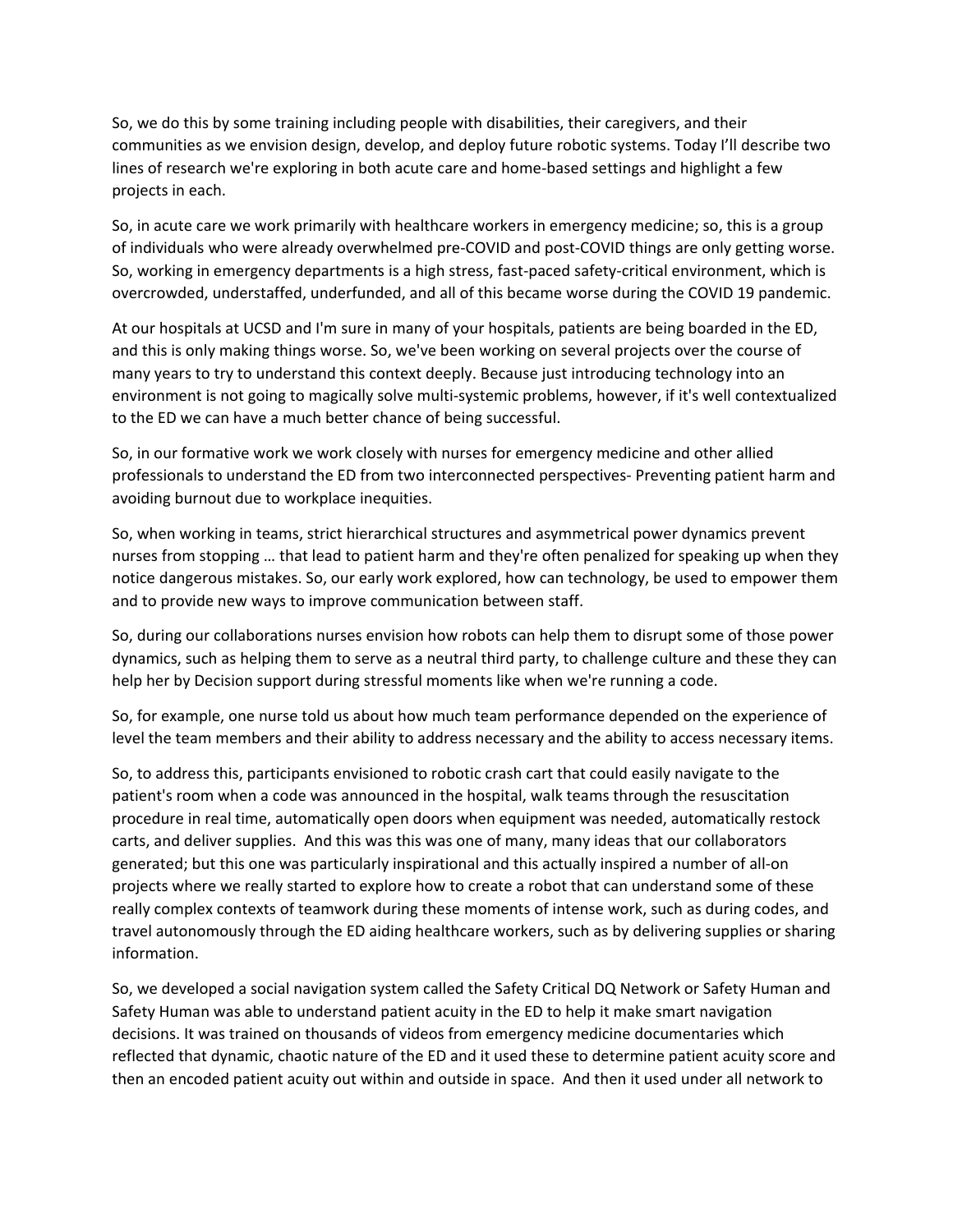So, we do this by some training including people with disabilities, their caregivers, and their communities as we envision design, develop, and deploy future robotic systems. Today I'll describe two lines of research we're exploring in both acute care and home-based settings and highlight a few projects in each.

So, in acute care we work primarily with healthcare workers in emergency medicine; so, this is a group of individuals who were already overwhelmed pre-COVID and post-COVID things are only getting worse. So, working in emergency departments is a high stress, fast-paced safety-critical environment, which is overcrowded, understaffed, underfunded, and all of this became worse during the COVID 19 pandemic.

At our hospitals at UCSD and I'm sure in many of your hospitals, patients are being boarded in the ED, and this is only making things worse. So, we've been working on several projects over the course of many years to try to understand this context deeply. Because just introducing technology into an environment is not going to magically solve multi-systemic problems, however, if it's well contextualized to the ED we can have a much better chance of being successful.

So, in our formative work we work closely with nurses for emergency medicine and other allied professionals to understand the ED from two interconnected perspectives- Preventing patient harm and avoiding burnout due to workplace inequities.

So, when working in teams, strict hierarchical structures and asymmetrical power dynamics prevent nurses from stopping … that lead to patient harm and they're often penalized for speaking up when they notice dangerous mistakes. So, our early work explored, how can technology, be used to empower them and to provide new ways to improve communication between staff.

So, during our collaborations nurses envision how robots can help them to disrupt some of those power dynamics, such as helping them to serve as a neutral third party, to challenge culture and these they can help her by Decision support during stressful moments like when we're running a code.

So, for example, one nurse told us about how much team performance depended on the experience of level the team members and their ability to address necessary and the ability to access necessary items.

So, to address this, participants envisioned to robotic crash cart that could easily navigate to the patient's room when a code was announced in the hospital, walk teams through the resuscitation procedure in real time, automatically open doors when equipment was needed, automatically restock carts, and deliver supplies. And this was this was one of many, many ideas that our collaborators generated; but this one was particularly inspirational and this actually inspired a number of all-on projects where we really started to explore how to create a robot that can understand some of these really complex contexts of teamwork during these moments of intense work, such as during codes, and travel autonomously through the ED aiding healthcare workers, such as by delivering supplies or sharing information.

So, we developed a social navigation system called the Safety Critical DQ Network or Safety Human and Safety Human was able to understand patient acuity in the ED to help it make smart navigation decisions. It was trained on thousands of videos from emergency medicine documentaries which reflected that dynamic, chaotic nature of the ED and it used these to determine patient acuity score and then an encoded patient acuity out within and outside in space. And then it used under all network to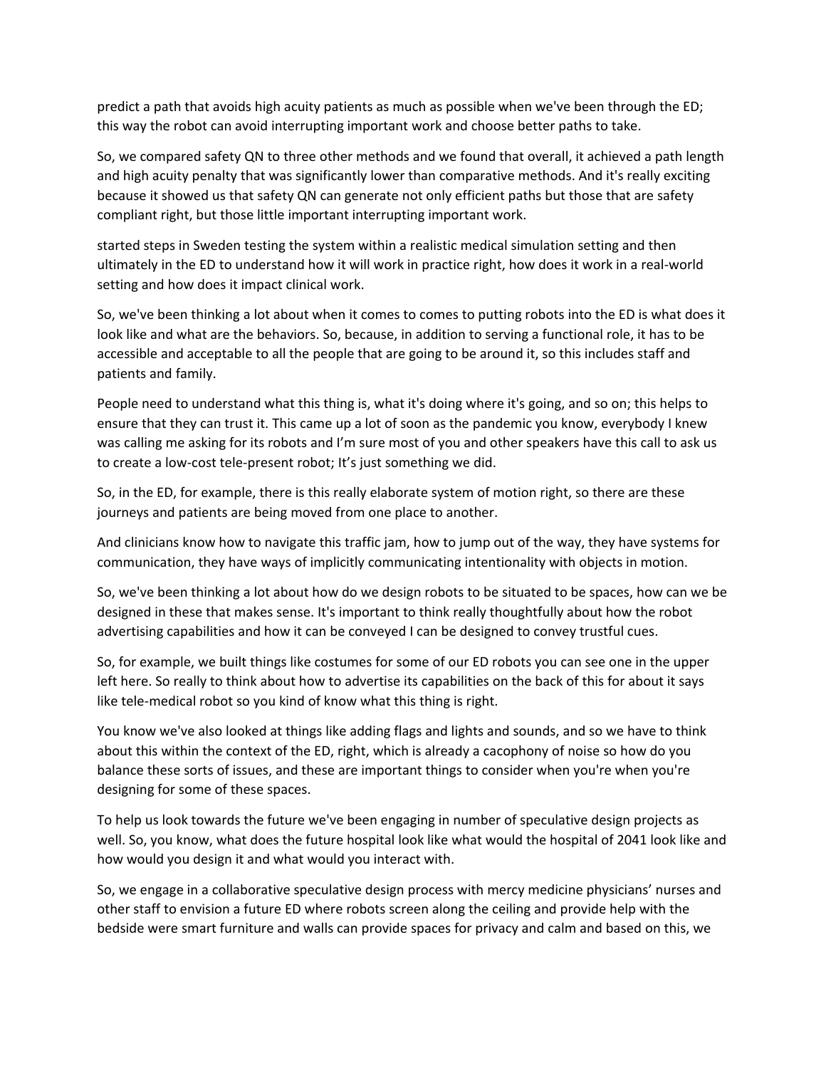predict a path that avoids high acuity patients as much as possible when we've been through the ED; this way the robot can avoid interrupting important work and choose better paths to take.

So, we compared safety QN to three other methods and we found that overall, it achieved a path length and high acuity penalty that was significantly lower than comparative methods. And it's really exciting because it showed us that safety QN can generate not only efficient paths but those that are safety compliant right, but those little important interrupting important work.

started steps in Sweden testing the system within a realistic medical simulation setting and then ultimately in the ED to understand how it will work in practice right, how does it work in a real-world setting and how does it impact clinical work.

So, we've been thinking a lot about when it comes to comes to putting robots into the ED is what does it look like and what are the behaviors. So, because, in addition to serving a functional role, it has to be accessible and acceptable to all the people that are going to be around it, so this includes staff and patients and family.

People need to understand what this thing is, what it's doing where it's going, and so on; this helps to ensure that they can trust it. This came up a lot of soon as the pandemic you know, everybody I knew was calling me asking for its robots and I'm sure most of you and other speakers have this call to ask us to create a low-cost tele-present robot; It's just something we did.

So, in the ED, for example, there is this really elaborate system of motion right, so there are these journeys and patients are being moved from one place to another.

And clinicians know how to navigate this traffic jam, how to jump out of the way, they have systems for communication, they have ways of implicitly communicating intentionality with objects in motion.

So, we've been thinking a lot about how do we design robots to be situated to be spaces, how can we be designed in these that makes sense. It's important to think really thoughtfully about how the robot advertising capabilities and how it can be conveyed I can be designed to convey trustful cues.

So, for example, we built things like costumes for some of our ED robots you can see one in the upper left here. So really to think about how to advertise its capabilities on the back of this for about it says like tele-medical robot so you kind of know what this thing is right.

You know we've also looked at things like adding flags and lights and sounds, and so we have to think about this within the context of the ED, right, which is already a cacophony of noise so how do you balance these sorts of issues, and these are important things to consider when you're when you're designing for some of these spaces.

To help us look towards the future we've been engaging in number of speculative design projects as well. So, you know, what does the future hospital look like what would the hospital of 2041 look like and how would you design it and what would you interact with.

So, we engage in a collaborative speculative design process with mercy medicine physicians' nurses and other staff to envision a future ED where robots screen along the ceiling and provide help with the bedside were smart furniture and walls can provide spaces for privacy and calm and based on this, we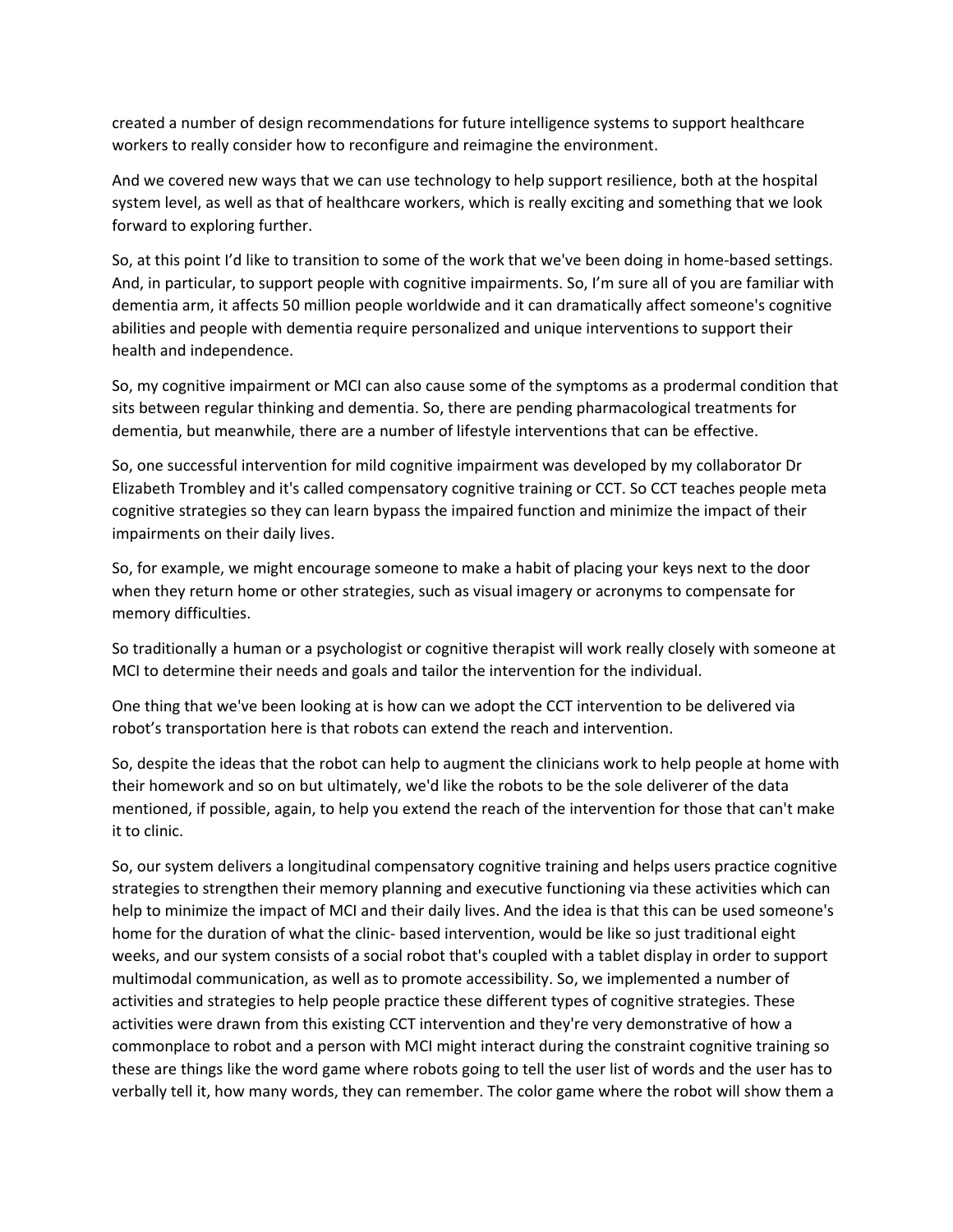created a number of design recommendations for future intelligence systems to support healthcare workers to really consider how to reconfigure and reimagine the environment.

And we covered new ways that we can use technology to help support resilience, both at the hospital system level, as well as that of healthcare workers, which is really exciting and something that we look forward to exploring further.

So, at this point I'd like to transition to some of the work that we've been doing in home-based settings. And, in particular, to support people with cognitive impairments. So, I'm sure all of you are familiar with dementia arm, it affects 50 million people worldwide and it can dramatically affect someone's cognitive abilities and people with dementia require personalized and unique interventions to support their health and independence.

So, my cognitive impairment or MCI can also cause some of the symptoms as a prodermal condition that sits between regular thinking and dementia. So, there are pending pharmacological treatments for dementia, but meanwhile, there are a number of lifestyle interventions that can be effective.

So, one successful intervention for mild cognitive impairment was developed by my collaborator Dr Elizabeth Trombley and it's called compensatory cognitive training or CCT. So CCT teaches people meta cognitive strategies so they can learn bypass the impaired function and minimize the impact of their impairments on their daily lives.

So, for example, we might encourage someone to make a habit of placing your keys next to the door when they return home or other strategies, such as visual imagery or acronyms to compensate for memory difficulties.

So traditionally a human or a psychologist or cognitive therapist will work really closely with someone at MCI to determine their needs and goals and tailor the intervention for the individual.

One thing that we've been looking at is how can we adopt the CCT intervention to be delivered via robot's transportation here is that robots can extend the reach and intervention.

So, despite the ideas that the robot can help to augment the clinicians work to help people at home with their homework and so on but ultimately, we'd like the robots to be the sole deliverer of the data mentioned, if possible, again, to help you extend the reach of the intervention for those that can't make it to clinic.

So, our system delivers a longitudinal compensatory cognitive training and helps users practice cognitive strategies to strengthen their memory planning and executive functioning via these activities which can help to minimize the impact of MCI and their daily lives. And the idea is that this can be used someone's home for the duration of what the clinic- based intervention, would be like so just traditional eight weeks, and our system consists of a social robot that's coupled with a tablet display in order to support multimodal communication, as well as to promote accessibility. So, we implemented a number of activities and strategies to help people practice these different types of cognitive strategies. These activities were drawn from this existing CCT intervention and they're very demonstrative of how a commonplace to robot and a person with MCI might interact during the constraint cognitive training so these are things like the word game where robots going to tell the user list of words and the user has to verbally tell it, how many words, they can remember. The color game where the robot will show them a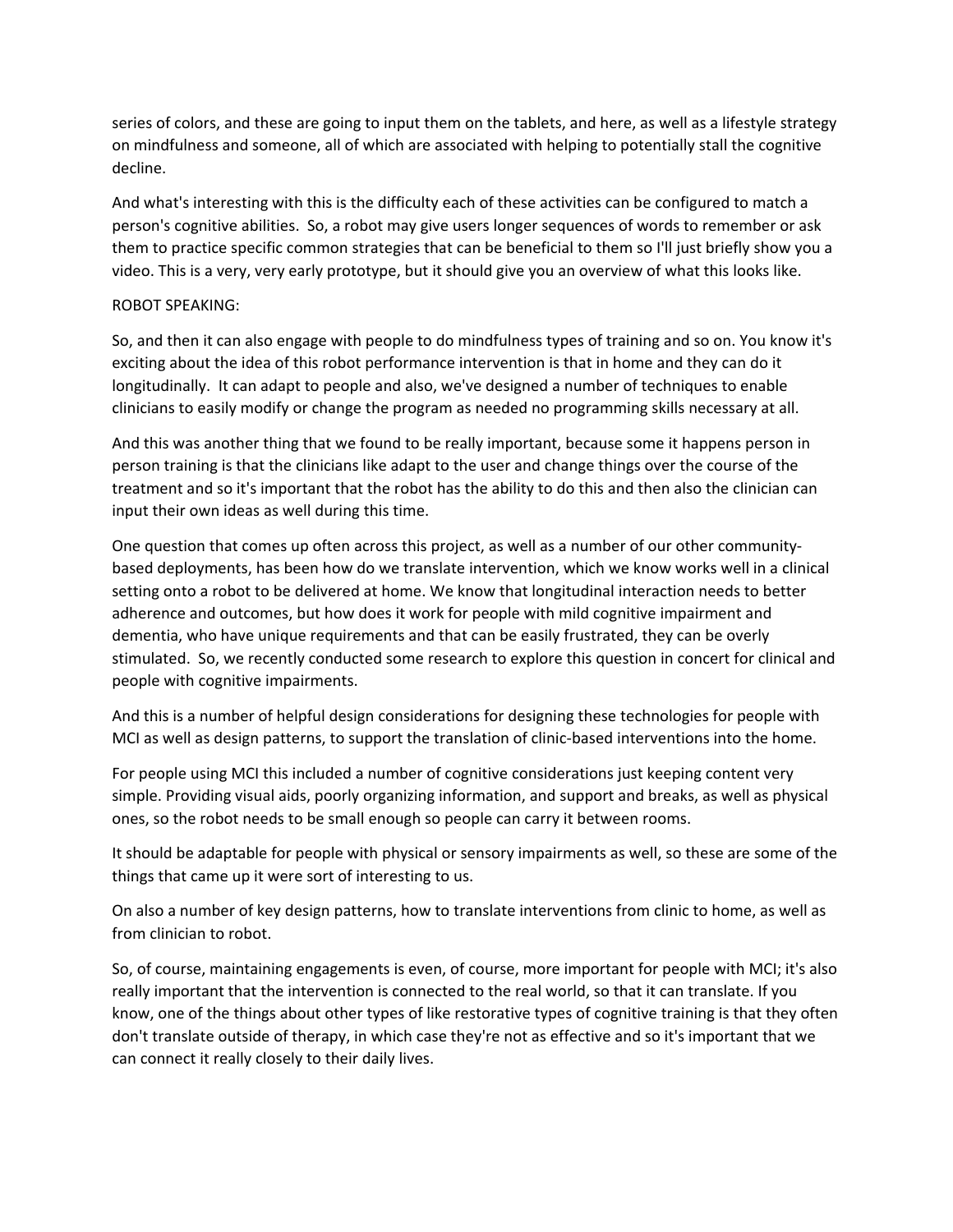series of colors, and these are going to input them on the tablets, and here, as well as a lifestyle strategy on mindfulness and someone, all of which are associated with helping to potentially stall the cognitive decline.

And what's interesting with this is the difficulty each of these activities can be configured to match a person's cognitive abilities. So, a robot may give users longer sequences of words to remember or ask them to practice specific common strategies that can be beneficial to them so I'll just briefly show you a video. This is a very, very early prototype, but it should give you an overview of what this looks like.

ROBOT SPEAKING:

So, and then it can also engage with people to do mindfulness types of training and so on. You know it's exciting about the idea of this robot performance intervention is that in home and they can do it longitudinally. It can adapt to people and also, we've designed a number of techniques to enable clinicians to easily modify or change the program as needed no programming skills necessary at all.

And this was another thing that we found to be really important, because some it happens person in person training is that the clinicians like adapt to the user and change things over the course of the treatment and so it's important that the robot has the ability to do this and then also the clinician can input their own ideas as well during this time.

One question that comes up often across this project, as well as a number of our other community-based deployments, has been how do we translate intervention, which we know works well in a clinical setting onto a robot to be delivered at home. We know that longitudinal interaction needs to better adherence and outcomes, but how does it work for people with mild cognitive impairment and dementia, who have unique requirements and that can be easily frustrated, they can be overly stimulated. So, we recently conducted some research to explore this question in concert for clinical and people with cognitive impairments.

And this is a number of helpful design considerations for designing these technologies for people with MCI as well as design patterns, to support the translation of clinic-based interventions into the home.

For people using MCI this included a number of cognitive considerations just keeping content very simple. Providing visual aids, poorly organizing information, and support and breaks, as well as physical ones, so the robot needs to be small enough so people can carry it between rooms.

It should be adaptable for people with physical or sensory impairments as well, so these are some of the things that came up it were sort of interesting to us.

On also a number of key design patterns, how to translate interventions from clinic to home, as well as from clinician to robot.

So, of course, maintaining engagements is even, of course, more important for people with MCI; it's also really important that the intervention is connected to the real world, so that it can translate. If you know, one of the things about other types of like restorative types of cognitive training is that they often don't translate outside of therapy, in which case they're not as effective and so it's important that we can connect it really closely to their daily lives.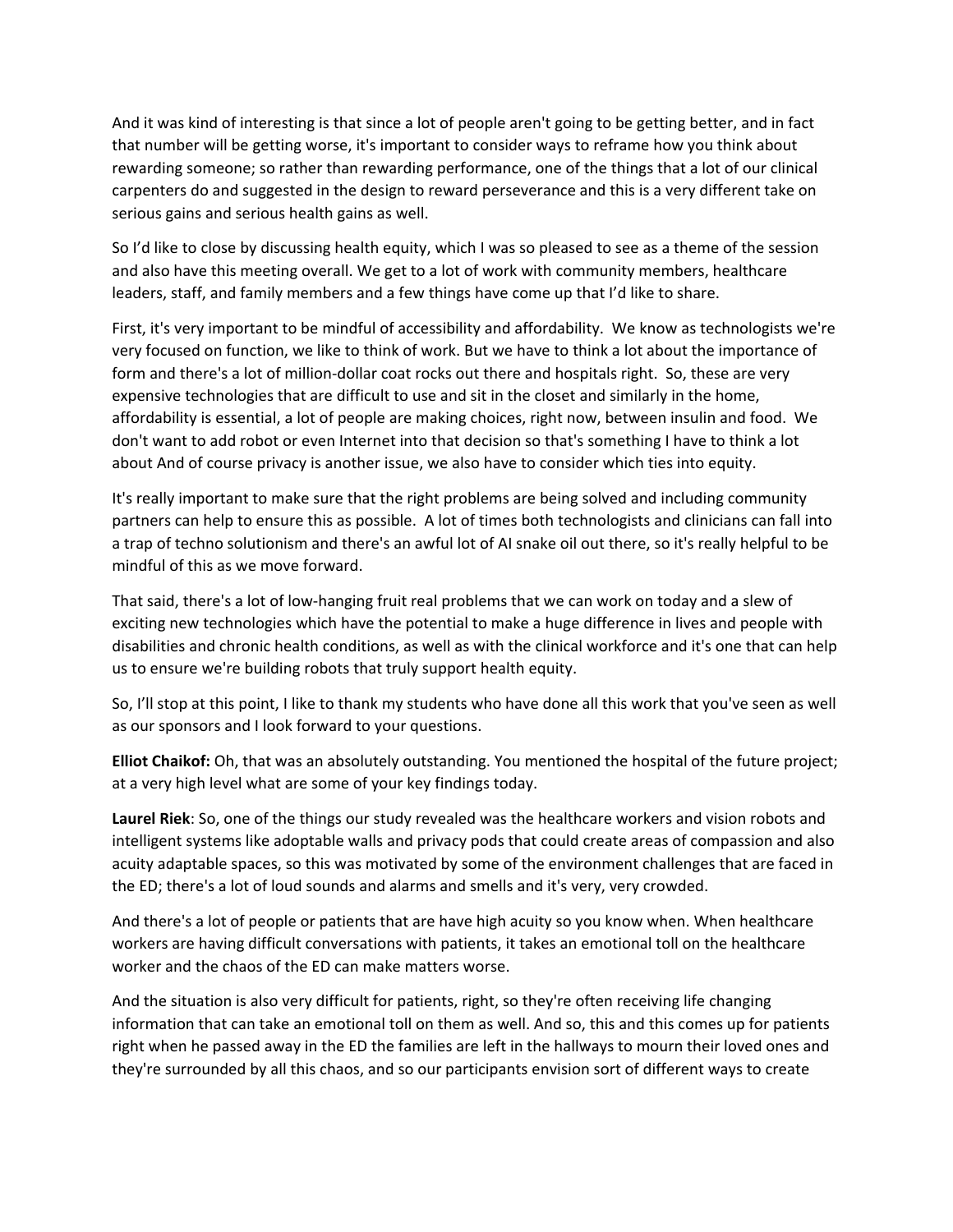And it was kind of interesting is that since a lot of people aren't going to be getting better, and in fact that number will be getting worse, it's important to consider ways to reframe how you think about rewarding someone; so rather than rewarding performance, one of the things that a lot of our clinical carpenters do and suggested in the design to reward perseverance and this is a very different take on serious gains and serious health gains as well.

So I'd like to close by discussing health equity, which I was so pleased to see as a theme of the session and also have this meeting overall. We get to a lot of work with community members, healthcare leaders, staff, and family members and a few things have come up that I'd like to share.

First, it's very important to be mindful of accessibility and affordability. We know as technologists we're very focused on function, we like to think of work. But we have to think a lot about the importance of form and there's a lot of million-dollar coat rocks out there and hospitals right. So, these are very expensive technologies that are difficult to use and sit in the closet and similarly in the home, affordability is essential, a lot of people are making choices, right now, between insulin and food. We don't want to add robot or even Internet into that decision so that's something I have to think a lot about And of course privacy is another issue, we also have to consider which ties into equity.

It's really important to make sure that the right problems are being solved and including community partners can help to ensure this as possible. A lot of times both technologists and clinicians can fall into a trap of techno solutionism and there's an awful lot of AI snake oil out there, so it's really helpful to be mindful of this as we move forward.

That said, there's a lot of low-hanging fruit real problems that we can work on today and a slew of exciting new technologies which have the potential to make a huge difference in lives and people with disabilities and chronic health conditions, as well as with the clinical workforce and it's one that can help us to ensure we're building robots that truly support health equity.

So, I'll stop at this point, I like to thank my students who have done all this work that you've seen as well as our sponsors and I look forward to your questions.

**Elliot Chaikof:** Oh, that was an absolutely outstanding. You mentioned the hospital of the future project; at a very high level what are some of your key findings today.

**Laurel Riek**: So, one of the things our study revealed was the healthcare workers and vision robots and intelligent systems like adoptable walls and privacy pods that could create areas of compassion and also acuity adaptable spaces, so this was motivated by some of the environment challenges that are faced in the ED; there's a lot of loud sounds and alarms and smells and it's very, very crowded.

And there's a lot of people or patients that are have high acuity so you know when. When healthcare workers are having difficult conversations with patients, it takes an emotional toll on the healthcare worker and the chaos of the ED can make matters worse.

And the situation is also very difficult for patients, right, so they're often receiving life changing information that can take an emotional toll on them as well. And so, this and this comes up for patients right when he passed away in the ED the families are left in the hallways to mourn their loved ones and they're surrounded by all this chaos, and so our participants envision sort of different ways to create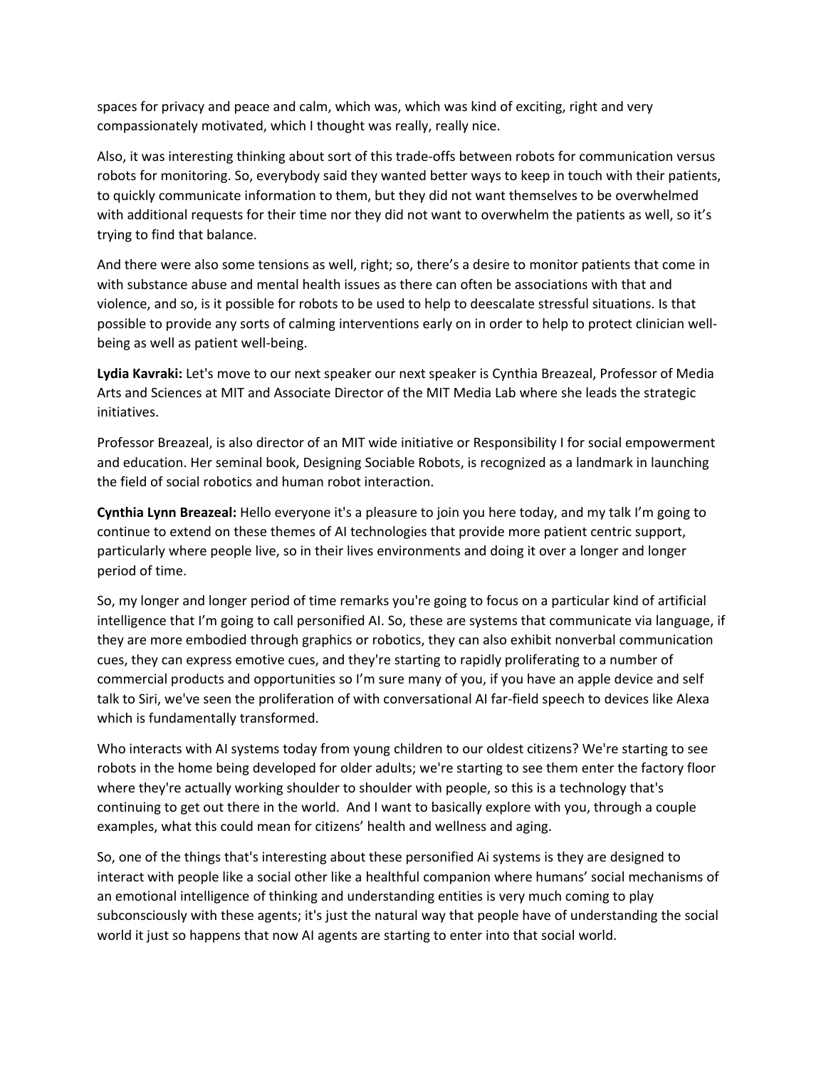spaces for privacy and peace and calm, which was, which was kind of exciting, right and very compassionately motivated, which I thought was really, really nice.

Also, it was interesting thinking about sort of this trade-offs between robots for communication versus robots for monitoring. So, everybody said they wanted better ways to keep in touch with their patients, to quickly communicate information to them, but they did not want themselves to be overwhelmed with additional requests for their time nor they did not want to overwhelm the patients as well, so it's trying to find that balance.

And there were also some tensions as well, right; so, there's a desire to monitor patients that come in with substance abuse and mental health issues as there can often be associations with that and violence, and so, is it possible for robots to be used to help to deescalate stressful situations. Is that possible to provide any sorts of calming interventions early on in order to help to protect clinician well-being as well as patient well-being.

**Lydia Kavraki:** Let's move to our next speaker our next speaker is Cynthia Breazeal, Professor of Media Arts and Sciences at MIT and Associate Director of the MIT Media Lab where she leads the strategic initiatives.

Professor Breazeal, is also director of an MIT wide initiative or Responsibility I for social empowerment and education. Her seminal book, Designing Sociable Robots, is recognized as a landmark in launching the field of social robotics and human robot interaction.

**Cynthia Lynn Breazeal:** Hello everyone it's a pleasure to join you here today, and my talk I'm going to continue to extend on these themes of AI technologies that provide more patient centric support, particularly where people live, so in their lives environments and doing it over a longer and longer period of time.

So, my longer and longer period of time remarks you're going to focus on a particular kind of artificial intelligence that I'm going to call personified AI. So, these are systems that communicate via language, if they are more embodied through graphics or robotics, they can also exhibit nonverbal communication cues, they can express emotive cues, and they're starting to rapidly proliferating to a number of commercial products and opportunities so I'm sure many of you, if you have an apple device and self talk to Siri, we've seen the proliferation of with conversational AI far-field speech to devices like Alexa which is fundamentally transformed.

Who interacts with AI systems today from young children to our oldest citizens? We're starting to see robots in the home being developed for older adults; we're starting to see them enter the factory floor where they're actually working shoulder to shoulder with people, so this is a technology that's continuing to get out there in the world. And I want to basically explore with you, through a couple examples, what this could mean for citizens' health and wellness and aging.

So, one of the things that's interesting about these personified Ai systems is they are designed to interact with people like a social other like a healthful companion where humans' social mechanisms of an emotional intelligence of thinking and understanding entities is very much coming to play subconsciously with these agents; it's just the natural way that people have of understanding the social world it just so happens that now AI agents are starting to enter into that social world.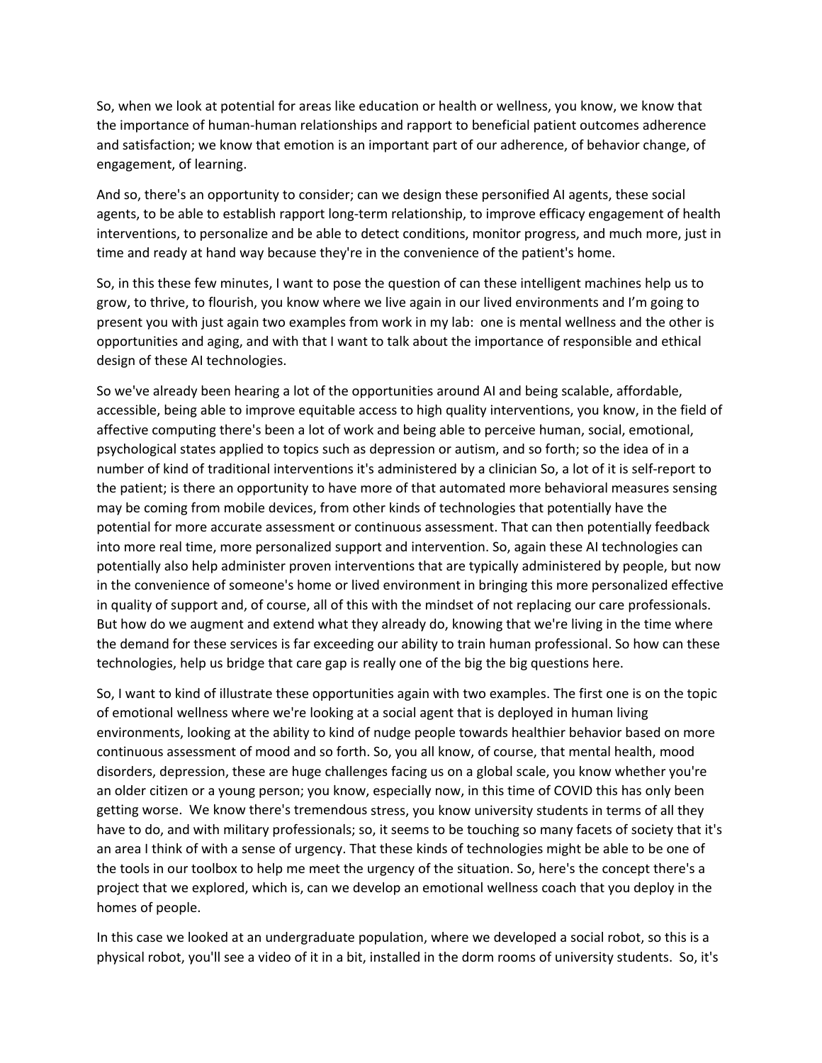So, when we look at potential for areas like education or health or wellness, you know, we know that the importance of human-human relationships and rapport to beneficial patient outcomes adherence and satisfaction; we know that emotion is an important part of our adherence, of behavior change, of engagement, of learning.

And so, there's an opportunity to consider; can we design these personified AI agents, these social agents, to be able to establish rapport long-term relationship, to improve efficacy engagement of health interventions, to personalize and be able to detect conditions, monitor progress, and much more, just in time and ready at hand way because they're in the convenience of the patient's home.

So, in this these few minutes, I want to pose the question of can these intelligent machines help us to grow, to thrive, to flourish, you know where we live again in our lived environments and I'm going to present you with just again two examples from work in my lab: one is mental wellness and the other is opportunities and aging, and with that I want to talk about the importance of responsible and ethical design of these AI technologies.

So we've already been hearing a lot of the opportunities around AI and being scalable, affordable, accessible, being able to improve equitable access to high quality interventions, you know, in the field of affective computing there's been a lot of work and being able to perceive human, social, emotional, psychological states applied to topics such as depression or autism, and so forth; so the idea of in a number of kind of traditional interventions it's administered by a clinician So, a lot of it is self-report to the patient; is there an opportunity to have more of that automated more behavioral measures sensing may be coming from mobile devices, from other kinds of technologies that potentially have the potential for more accurate assessment or continuous assessment. That can then potentially feedback into more real time, more personalized support and intervention. So, again these AI technologies can potentially also help administer proven interventions that are typically administered by people, but now in the convenience of someone's home or lived environment in bringing this more personalized effective in quality of support and, of course, all of this with the mindset of not replacing our care professionals. But how do we augment and extend what they already do, knowing that we're living in the time where the demand for these services is far exceeding our ability to train human professional. So how can these technologies, help us bridge that care gap is really one of the big the big questions here.

So, I want to kind of illustrate these opportunities again with two examples. The first one is on the topic of emotional wellness where we're looking at a social agent that is deployed in human living environments, looking at the ability to kind of nudge people towards healthier behavior based on more continuous assessment of mood and so forth. So, you all know, of course, that mental health, mood disorders, depression, these are huge challenges facing us on a global scale, you know whether you're an older citizen or a young person; you know, especially now, in this time of COVID this has only been getting worse. We know there's tremendous stress, you know university students in terms of all they have to do, and with military professionals; so, it seems to be touching so many facets of society that it's an area I think of with a sense of urgency. That these kinds of technologies might be able to be one of the tools in our toolbox to help me meet the urgency of the situation. So, here's the concept there's a project that we explored, which is, can we develop an emotional wellness coach that you deploy in the homes of people.

In this case we looked at an undergraduate population, where we developed a social robot, so this is a physical robot, you'll see a video of it in a bit, installed in the dorm rooms of university students. So, it's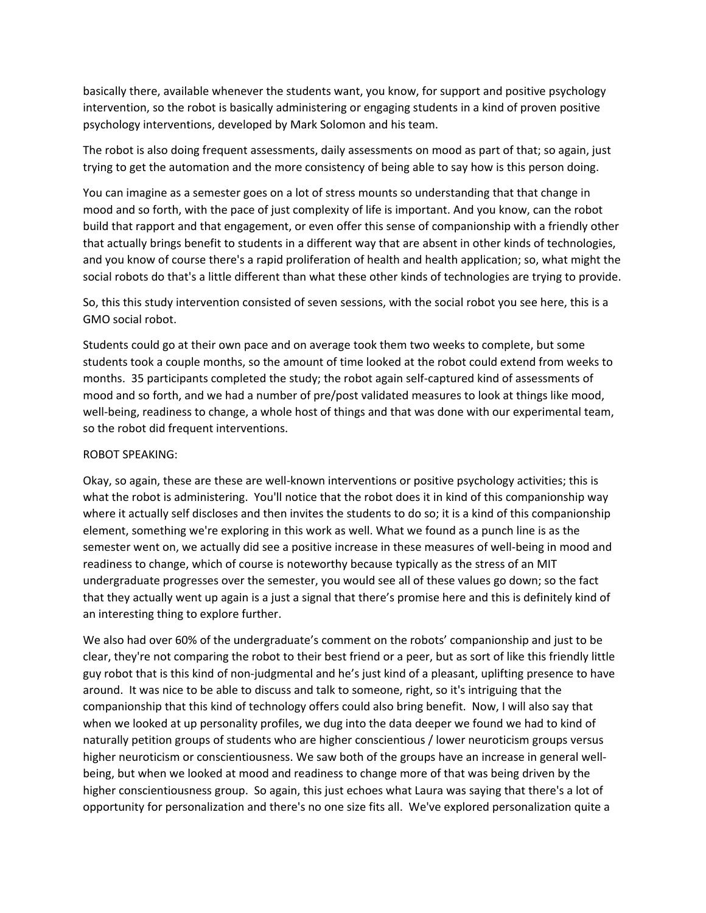basically there, available whenever the students want, you know, for support and positive psychology intervention, so the robot is basically administering or engaging students in a kind of proven positive psychology interventions, developed by Mark Solomon and his team.

The robot is also doing frequent assessments, daily assessments on mood as part of that; so again, just trying to get the automation and the more consistency of being able to say how is this person doing.

You can imagine as a semester goes on a lot of stress mounts so understanding that that change in mood and so forth, with the pace of just complexity of life is important. And you know, can the robot build that rapport and that engagement, or even offer this sense of companionship with a friendly other that actually brings benefit to students in a different way that are absent in other kinds of technologies, and you know of course there's a rapid proliferation of health and health application; so, what might the social robots do that's a little different than what these other kinds of technologies are trying to provide.

So, this this study intervention consisted of seven sessions, with the social robot you see here, this is a GMO social robot.

Students could go at their own pace and on average took them two weeks to complete, but some students took a couple months, so the amount of time looked at the robot could extend from weeks to months. 35 participants completed the study; the robot again self-captured kind of assessments of mood and so forth, and we had a number of pre/post validated measures to look at things like mood, well-being, readiness to change, a whole host of things and that was done with our experimental team, so the robot did frequent interventions.

ROBOT SPEAKING:

Okay, so again, these are these are well-known interventions or positive psychology activities; this is what the robot is administering. You'll notice that the robot does it in kind of this companionship way where it actually self discloses and then invites the students to do so; it is a kind of this companionship element, something we're exploring in this work as well. What we found as a punch line is as the semester went on, we actually did see a positive increase in these measures of well-being in mood and readiness to change, which of course is noteworthy because typically as the stress of an MIT undergraduate progresses over the semester, you would see all of these values go down; so the fact that they actually went up again is a just a signal that there's promise here and this is definitely kind of an interesting thing to explore further.

We also had over 60% of the undergraduate's comment on the robots' companionship and just to be clear, they're not comparing the robot to their best friend or a peer, but as sort of like this friendly little guy robot that is this kind of non-judgmental and he's just kind of a pleasant, uplifting presence to have around. It was nice to be able to discuss and talk to someone, right, so it's intriguing that the companionship that this kind of technology offers could also bring benefit. Now, I will also say that when we looked at up personality profiles, we dug into the data deeper we found we had to kind of naturally petition groups of students who are higher conscientious / lower neuroticism groups versus higher neuroticism or conscientiousness. We saw both of the groups have an increase in general well-being, but when we looked at mood and readiness to change more of that was being driven by the higher conscientiousness group. So again, this just echoes what Laura was saying that there's a lot of opportunity for personalization and there's no one size fits all. We've explored personalization quite a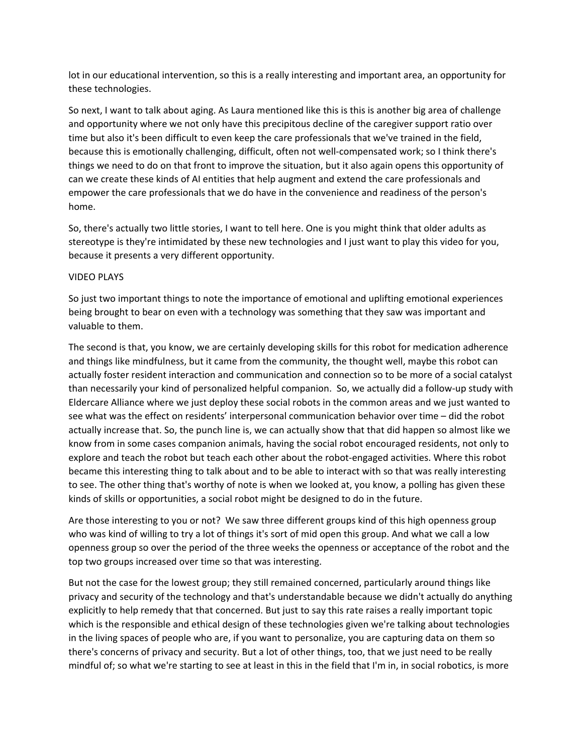lot in our educational intervention, so this is a really interesting and important area, an opportunity for these technologies.

So next, I want to talk about aging. As Laura mentioned like this is this is another big area of challenge and opportunity where we not only have this precipitous decline of the caregiver support ratio over time but also it's been difficult to even keep the care professionals that we've trained in the field, because this is emotionally challenging, difficult, often not well-compensated work; so I think there's things we need to do on that front to improve the situation, but it also again opens this opportunity of can we create these kinds of AI entities that help augment and extend the care professionals and empower the care professionals that we do have in the convenience and readiness of the person's home.

So, there's actually two little stories, I want to tell here. One is you might think that older adults as stereotype is they're intimidated by these new technologies and I just want to play this video for you, because it presents a very different opportunity.

VIDEO PLAYS

So just two important things to note the importance of emotional and uplifting emotional experiences being brought to bear on even with a technology was something that they saw was important and valuable to them.

The second is that, you know, we are certainly developing skills for this robot for medication adherence and things like mindfulness, but it came from the community, the thought well, maybe this robot can actually foster resident interaction and communication and connection so to be more of a social catalyst than necessarily your kind of personalized helpful companion. So, we actually did a follow-up study with Eldercare Alliance where we just deploy these social robots in the common areas and we just wanted to see what was the effect on residents' interpersonal communication behavior over time – did the robot actually increase that. So, the punch line is, we can actually show that that did happen so almost like we know from in some cases companion animals, having the social robot encouraged residents, not only to explore and teach the robot but teach each other about the robot-engaged activities. Where this robot became this interesting thing to talk about and to be able to interact with so that was really interesting to see. The other thing that's worthy of note is when we looked at, you know, a polling has given these kinds of skills or opportunities, a social robot might be designed to do in the future.

Are those interesting to you or not? We saw three different groups kind of this high openness group who was kind of willing to try a lot of things it's sort of mid open this group. And what we call a low openness group so over the period of the three weeks the openness or acceptance of the robot and the top two groups increased over time so that was interesting.

But not the case for the lowest group; they still remained concerned, particularly around things like privacy and security of the technology and that's understandable because we didn't actually do anything explicitly to help remedy that that concerned. But just to say this rate raises a really important topic which is the responsible and ethical design of these technologies given we're talking about technologies in the living spaces of people who are, if you want to personalize, you are capturing data on them so there's concerns of privacy and security. But a lot of other things, too, that we just need to be really mindful of; so what we're starting to see at least in this in the field that I'm in, in social robotics, is more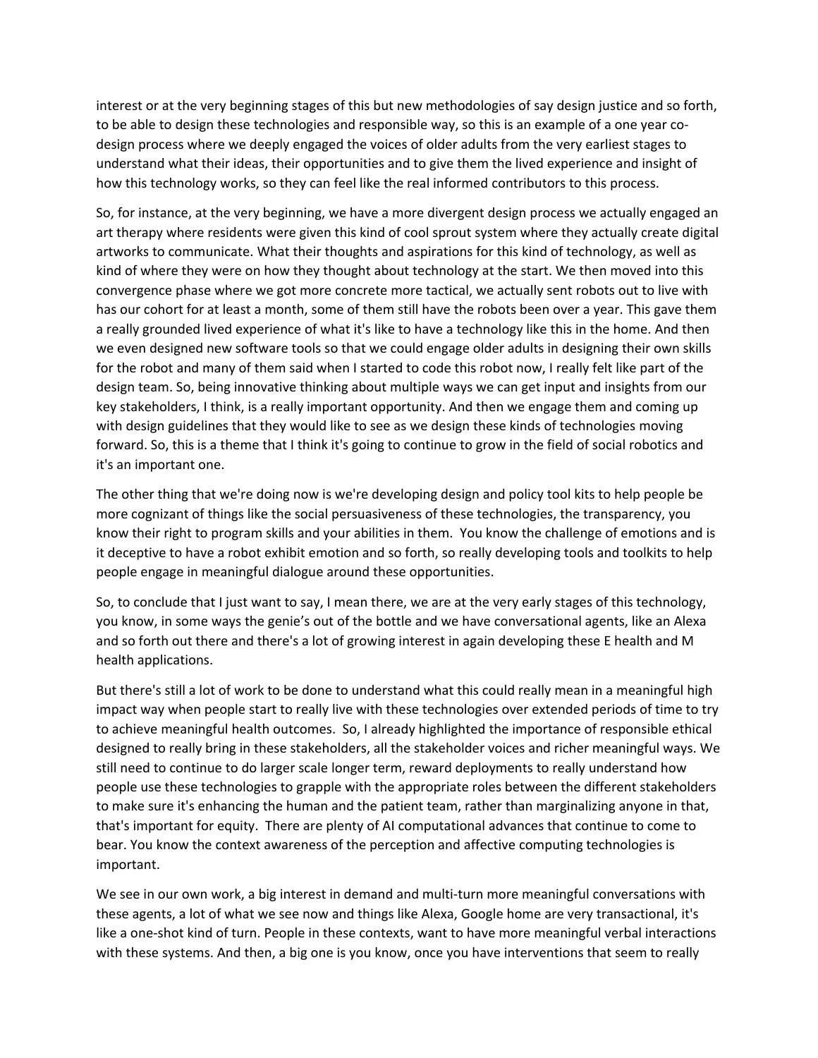interest or at the very beginning stages of this but new methodologies of say design justice and so forth, to be able to design these technologies and responsible way, so this is an example of a one year co-design process where we deeply engaged the voices of older adults from the very earliest stages to understand what their ideas, their opportunities and to give them the lived experience and insight of how this technology works, so they can feel like the real informed contributors to this process.

So, for instance, at the very beginning, we have a more divergent design process we actually engaged an art therapy where residents were given this kind of cool sprout system where they actually create digital artworks to communicate. What their thoughts and aspirations for this kind of technology, as well as kind of where they were on how they thought about technology at the start. We then moved into this convergence phase where we got more concrete more tactical, we actually sent robots out to live with has our cohort for at least a month, some of them still have the robots been over a year. This gave them a really grounded lived experience of what it's like to have a technology like this in the home. And then we even designed new software tools so that we could engage older adults in designing their own skills for the robot and many of them said when I started to code this robot now, I really felt like part of the design team. So, being innovative thinking about multiple ways we can get input and insights from our key stakeholders, I think, is a really important opportunity. And then we engage them and coming up with design guidelines that they would like to see as we design these kinds of technologies moving forward. So, this is a theme that I think it's going to continue to grow in the field of social robotics and it's an important one.

The other thing that we're doing now is we're developing design and policy tool kits to help people be more cognizant of things like the social persuasiveness of these technologies, the transparency, you know their right to program skills and your abilities in them. You know the challenge of emotions and is it deceptive to have a robot exhibit emotion and so forth, so really developing tools and toolkits to help people engage in meaningful dialogue around these opportunities.

So, to conclude that I just want to say, I mean there, we are at the very early stages of this technology, you know, in some ways the genie's out of the bottle and we have conversational agents, like an Alexa and so forth out there and there's a lot of growing interest in again developing these E health and M health applications.

But there's still a lot of work to be done to understand what this could really mean in a meaningful high impact way when people start to really live with these technologies over extended periods of time to try to achieve meaningful health outcomes. So, I already highlighted the importance of responsible ethical designed to really bring in these stakeholders, all the stakeholder voices and richer meaningful ways. We still need to continue to do larger scale longer term, reward deployments to really understand how people use these technologies to grapple with the appropriate roles between the different stakeholders to make sure it's enhancing the human and the patient team, rather than marginalizing anyone in that, that's important for equity. There are plenty of AI computational advances that continue to come to bear. You know the context awareness of the perception and affective computing technologies is important.

We see in our own work, a big interest in demand and multi-turn more meaningful conversations with these agents, a lot of what we see now and things like Alexa, Google home are very transactional, it's like a one-shot kind of turn. People in these contexts, want to have more meaningful verbal interactions with these systems. And then, a big one is you know, once you have interventions that seem to really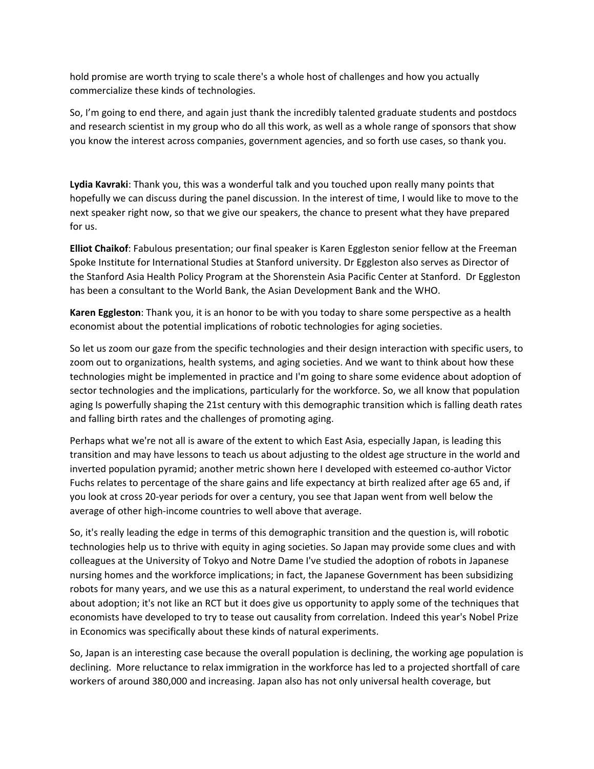hold promise are worth trying to scale there's a whole host of challenges and how you actually commercialize these kinds of technologies.

So, I'm going to end there, and again just thank the incredibly talented graduate students and postdocs and research scientist in my group who do all this work, as well as a whole range of sponsors that show you know the interest across companies, government agencies, and so forth use cases, so thank you.

**Lydia Kavraki**: Thank you, this was a wonderful talk and you touched upon really many points that hopefully we can discuss during the panel discussion. In the interest of time, I would like to move to the next speaker right now, so that we give our speakers, the chance to present what they have prepared for us.

**Elliot Chaikof**: Fabulous presentation; our final speaker is Karen Eggleston senior fellow at the Freeman Spoke Institute for International Studies at Stanford university. Dr Eggleston also serves as Director of the Stanford Asia Health Policy Program at the Shorenstein Asia Pacific Center at Stanford. Dr Eggleston has been a consultant to the World Bank, the Asian Development Bank and the WHO.

**Karen Eggleston**: Thank you, it is an honor to be with you today to share some perspective as a health economist about the potential implications of robotic technologies for aging societies.

So let us zoom our gaze from the specific technologies and their design interaction with specific users, to zoom out to organizations, health systems, and aging societies. And we want to think about how these technologies might be implemented in practice and I'm going to share some evidence about adoption of sector technologies and the implications, particularly for the workforce. So, we all know that population aging Is powerfully shaping the 21st century with this demographic transition which is falling death rates and falling birth rates and the challenges of promoting aging.

Perhaps what we're not all is aware of the extent to which East Asia, especially Japan, is leading this transition and may have lessons to teach us about adjusting to the oldest age structure in the world and inverted population pyramid; another metric shown here I developed with esteemed co-author Victor Fuchs relates to percentage of the share gains and life expectancy at birth realized after age 65 and, if you look at cross 20-year periods for over a century, you see that Japan went from well below the average of other high-income countries to well above that average.

So, it's really leading the edge in terms of this demographic transition and the question is, will robotic technologies help us to thrive with equity in aging societies. So Japan may provide some clues and with colleagues at the University of Tokyo and Notre Dame I've studied the adoption of robots in Japanese nursing homes and the workforce implications; in fact, the Japanese Government has been subsidizing robots for many years, and we use this as a natural experiment, to understand the real world evidence about adoption; it's not like an RCT but it does give us opportunity to apply some of the techniques that economists have developed to try to tease out causality from correlation. Indeed this year's Nobel Prize in Economics was specifically about these kinds of natural experiments.

So, Japan is an interesting case because the overall population is declining, the working age population is declining. More reluctance to relax immigration in the workforce has led to a projected shortfall of care workers of around 380,000 and increasing. Japan also has not only universal health coverage, but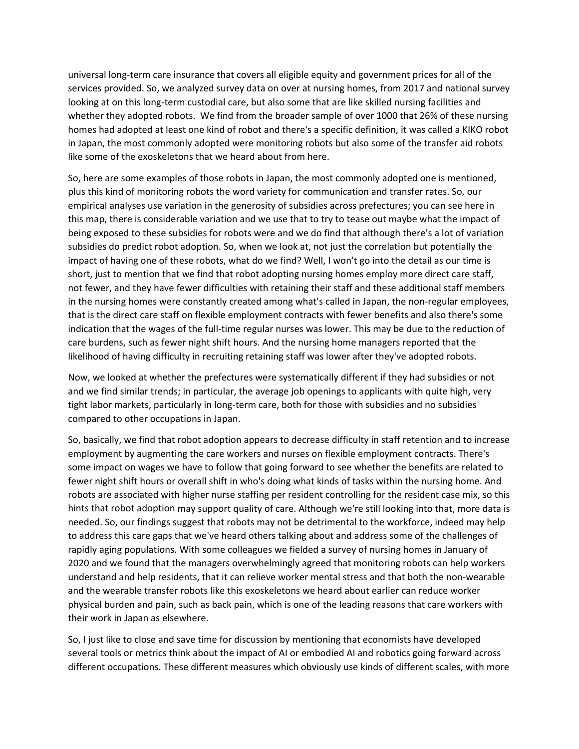universal long-term care insurance that covers all eligible equity and government prices for all of the services provided. So, we analyzed survey data on over at nursing homes, from 2017 and national survey looking at on this long-term custodial care, but also some that are like skilled nursing facilities and whether they adopted robots.  We find from the broader sample of over 1000 that 26% of these nursing homes had adopted at least one kind of robot and there's a specific definition, it was called a KIKO robot in Japan, the most commonly adopted were monitoring robots but also some of the transfer aid robots like some of the exoskeletons that we heard about from here.

So, here are some examples of those robots in Japan, the most commonly adopted one is mentioned, plus this kind of monitoring robots the word variety for communication and transfer rates. So, our empirical analyses use variation in the generosity of subsidies across prefectures; you can see here in this map, there is considerable variation and we use that to try to tease out maybe what the impact of being exposed to these subsidies for robots were and we do find that although there's a lot of variation subsidies do predict robot adoption. So, when we look at, not just the correlation but potentially the impact of having one of these robots, what do we find? Well, I won't go into the detail as our time is short, just to mention that we find that robot adopting nursing homes employ more direct care staff, not fewer, and they have fewer difficulties with retaining their staff and these additional staff members in the nursing homes were constantly created among what's called in Japan, the non-regular employees, that is the direct care staff on flexible employment contracts with fewer benefits and also there's some indication that the wages of the full-time regular nurses was lower. This may be due to the reduction of care burdens, such as fewer night shift hours. And the nursing home managers reported that the likelihood of having difficulty in recruiting retaining staff was lower after they've adopted robots.

Now, we looked at whether the prefectures were systematically different if they had subsidies or not and we find similar trends; in particular, the average job openings to applicants with quite high, very tight labor markets, particularly in long-term care, both for those with subsidies and no subsidies compared to other occupations in Japan.

So, basically, we find that robot adoption appears to decrease difficulty in staff retention and to increase employment by augmenting the care workers and nurses on flexible employment contracts. There's some impact on wages we have to follow that going forward to see whether the benefits are related to fewer night shift hours or overall shift in who's doing what kinds of tasks within the nursing home. And robots are associated with higher nurse staffing per resident controlling for the resident case mix, so this hints that robot adoption may support quality of care. Although we're still looking into that, more data is needed. So, our findings suggest that robots may not be detrimental to the workforce, indeed may help to address this care gaps that we've heard others talking about and address some of the challenges of rapidly aging populations. With some colleagues we fielded a survey of nursing homes in January of 2020 and we found that the managers overwhelmingly agreed that monitoring robots can help workers understand and help residents, that it can relieve worker mental stress and that both the non-wearable and the wearable transfer robots like this exoskeletons we heard about earlier can reduce worker physical burden and pain, such as back pain, which is one of the leading reasons that care workers with their work in Japan as elsewhere.

So, I just like to close and save time for discussion by mentioning that economists have developed several tools or metrics think about the impact of AI or embodied AI and robotics going forward across different occupations. These different measures which obviously use kinds of different scales, with more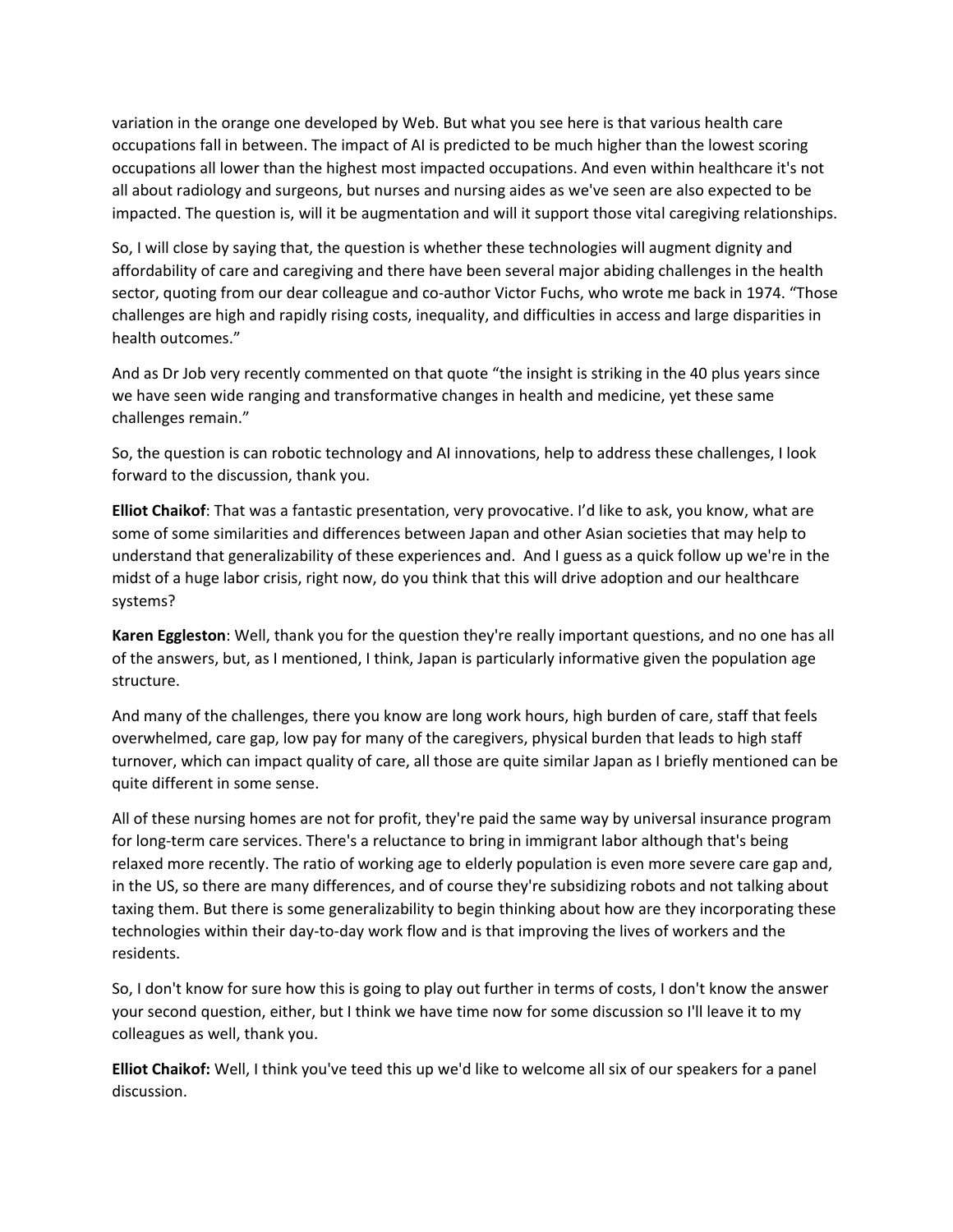variation in the orange one developed by Web. But what you see here is that various health care occupations fall in between. The impact of AI is predicted to be much higher than the lowest scoring occupations all lower than the highest most impacted occupations. And even within healthcare it's not all about radiology and surgeons, but nurses and nursing aides as we've seen are also expected to be impacted. The question is, will it be augmentation and will it support those vital caregiving relationships.

So, I will close by saying that, the question is whether these technologies will augment dignity and affordability of care and caregiving and there have been several major abiding challenges in the health sector, quoting from our dear colleague and co-author Victor Fuchs, who wrote me back in 1974. "Those challenges are high and rapidly rising costs, inequality, and difficulties in access and large disparities in health outcomes."

And as Dr Job very recently commented on that quote "the insight is striking in the 40 plus years since we have seen wide ranging and transformative changes in health and medicine, yet these same challenges remain."

So, the question is can robotic technology and AI innovations, help to address these challenges, I look forward to the discussion, thank you.

**Elliot Chaikof**: That was a fantastic presentation, very provocative. I'd like to ask, you know, what are some of some similarities and differences between Japan and other Asian societies that may help to understand that generalizability of these experiences and.  And I guess as a quick follow up we're in the midst of a huge labor crisis, right now, do you think that this will drive adoption and our healthcare systems?

**Karen Eggleston**: Well, thank you for the question they're really important questions, and no one has all of the answers, but, as I mentioned, I think, Japan is particularly informative given the population age structure.

And many of the challenges, there you know are long work hours, high burden of care, staff that feels overwhelmed, care gap, low pay for many of the caregivers, physical burden that leads to high staff turnover, which can impact quality of care, all those are quite similar Japan as I briefly mentioned can be quite different in some sense.

All of these nursing homes are not for profit, they're paid the same way by universal insurance program for long-term care services. There's a reluctance to bring in immigrant labor although that's being relaxed more recently. The ratio of working age to elderly population is even more severe care gap and, in the US, so there are many differences, and of course they're subsidizing robots and not talking about taxing them. But there is some generalizability to begin thinking about how are they incorporating these technologies within their day-to-day work flow and is that improving the lives of workers and the residents.

So, I don't know for sure how this is going to play out further in terms of costs, I don't know the answer your second question, either, but I think we have time now for some discussion so I'll leave it to my colleagues as well, thank you.

**Elliot Chaikof:** Well, I think you've teed this up we'd like to welcome all six of our speakers for a panel discussion.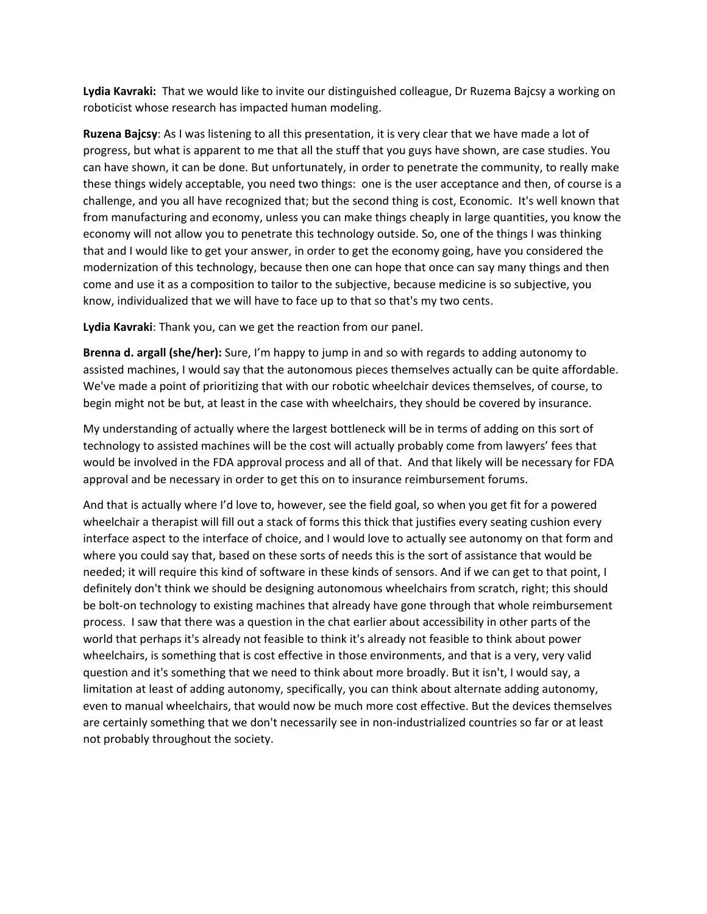**Lydia Kavraki:** That we would like to invite our distinguished colleague, Dr Ruzema Bajcsy a working on roboticist whose research has impacted human modeling.

**Ruzena Bajcsy**: As I was listening to all this presentation, it is very clear that we have made a lot of progress, but what is apparent to me that all the stuff that you guys have shown, are case studies. You can have shown, it can be done. But unfortunately, in order to penetrate the community, to really make these things widely acceptable, you need two things: one is the user acceptance and then, of course is a challenge, and you all have recognized that; but the second thing is cost, Economic. It's well known that from manufacturing and economy, unless you can make things cheaply in large quantities, you know the economy will not allow you to penetrate this technology outside. So, one of the things I was thinking that and I would like to get your answer, in order to get the economy going, have you considered the modernization of this technology, because then one can hope that once can say many things and then come and use it as a composition to tailor to the subjective, because medicine is so subjective, you know, individualized that we will have to face up to that so that's my two cents.

**Lydia Kavraki**: Thank you, can we get the reaction from our panel.

**Brenna d. argall (she/her):** Sure, I'm happy to jump in and so with regards to adding autonomy to assisted machines, I would say that the autonomous pieces themselves actually can be quite affordable. We've made a point of prioritizing that with our robotic wheelchair devices themselves, of course, to begin might not be but, at least in the case with wheelchairs, they should be covered by insurance.

My understanding of actually where the largest bottleneck will be in terms of adding on this sort of technology to assisted machines will be the cost will actually probably come from lawyers' fees that would be involved in the FDA approval process and all of that. And that likely will be necessary for FDA approval and be necessary in order to get this on to insurance reimbursement forums.

And that is actually where I'd love to, however, see the field goal, so when you get fit for a powered wheelchair a therapist will fill out a stack of forms this thick that justifies every seating cushion every interface aspect to the interface of choice, and I would love to actually see autonomy on that form and where you could say that, based on these sorts of needs this is the sort of assistance that would be needed; it will require this kind of software in these kinds of sensors. And if we can get to that point, I definitely don't think we should be designing autonomous wheelchairs from scratch, right; this should be bolt-on technology to existing machines that already have gone through that whole reimbursement process. I saw that there was a question in the chat earlier about accessibility in other parts of the world that perhaps it's already not feasible to think it's already not feasible to think about power wheelchairs, is something that is cost effective in those environments, and that is a very, very valid question and it's something that we need to think about more broadly. But it isn't, I would say, a limitation at least of adding autonomy, specifically, you can think about alternate adding autonomy, even to manual wheelchairs, that would now be much more cost effective. But the devices themselves are certainly something that we don't necessarily see in non-industrialized countries so far or at least not probably throughout the society.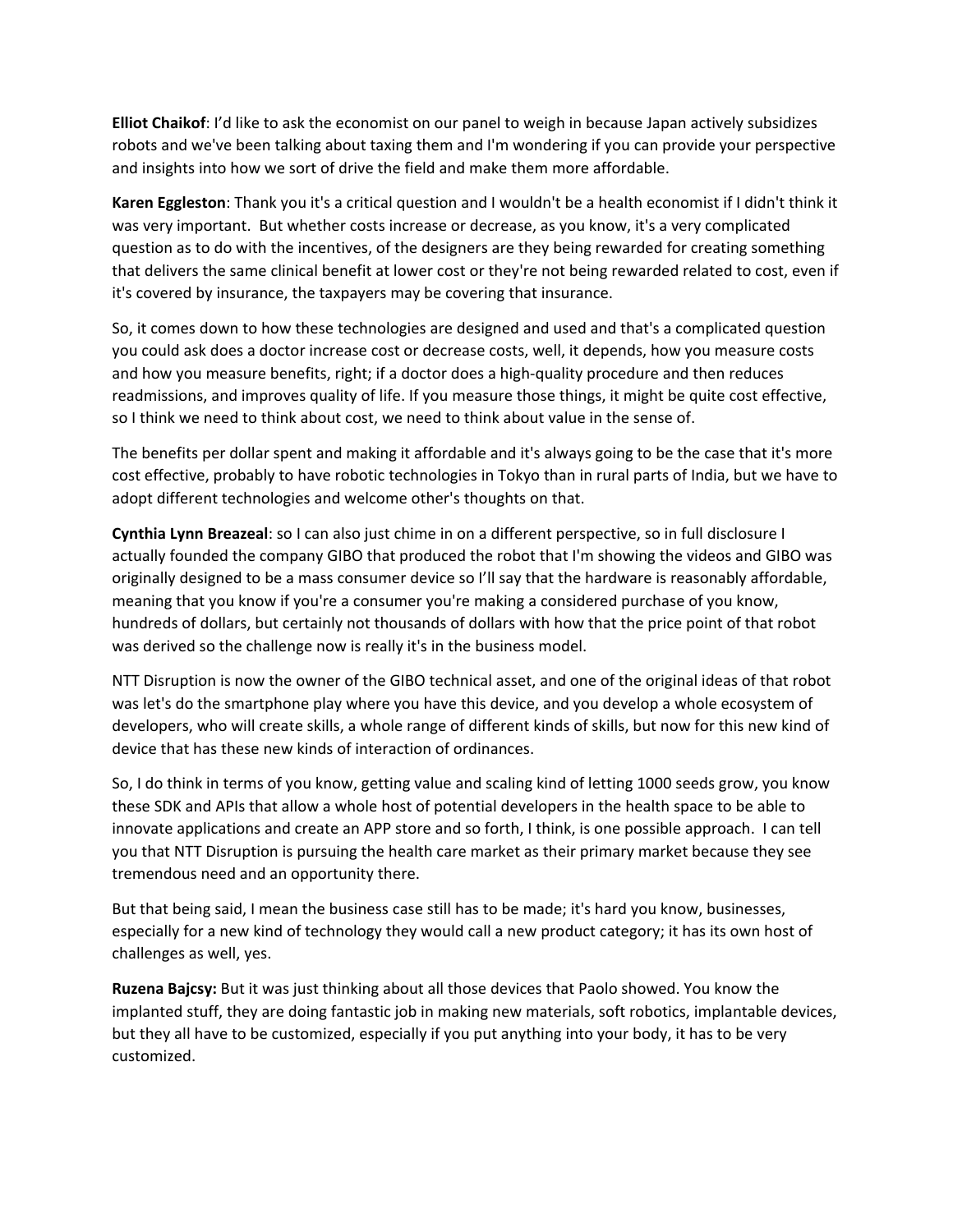**Elliot Chaikof**: I'd like to ask the economist on our panel to weigh in because Japan actively subsidizes robots and we've been talking about taxing them and I'm wondering if you can provide your perspective and insights into how we sort of drive the field and make them more affordable.

**Karen Eggleston**: Thank you it's a critical question and I wouldn't be a health economist if I didn't think it was very important. But whether costs increase or decrease, as you know, it's a very complicated question as to do with the incentives, of the designers are they being rewarded for creating something that delivers the same clinical benefit at lower cost or they're not being rewarded related to cost, even if it's covered by insurance, the taxpayers may be covering that insurance.

So, it comes down to how these technologies are designed and used and that's a complicated question you could ask does a doctor increase cost or decrease costs, well, it depends, how you measure costs and how you measure benefits, right; if a doctor does a high-quality procedure and then reduces readmissions, and improves quality of life. If you measure those things, it might be quite cost effective, so I think we need to think about cost, we need to think about value in the sense of.

The benefits per dollar spent and making it affordable and it's always going to be the case that it's more cost effective, probably to have robotic technologies in Tokyo than in rural parts of India, but we have to adopt different technologies and welcome other's thoughts on that.

**Cynthia Lynn Breazeal**: so I can also just chime in on a different perspective, so in full disclosure I actually founded the company GIBO that produced the robot that I'm showing the videos and GIBO was originally designed to be a mass consumer device so I'll say that the hardware is reasonably affordable, meaning that you know if you're a consumer you're making a considered purchase of you know, hundreds of dollars, but certainly not thousands of dollars with how that the price point of that robot was derived so the challenge now is really it's in the business model.

NTT Disruption is now the owner of the GIBO technical asset, and one of the original ideas of that robot was let's do the smartphone play where you have this device, and you develop a whole ecosystem of developers, who will create skills, a whole range of different kinds of skills, but now for this new kind of device that has these new kinds of interaction of ordinances.

So, I do think in terms of you know, getting value and scaling kind of letting 1000 seeds grow, you know these SDK and APIs that allow a whole host of potential developers in the health space to be able to innovate applications and create an APP store and so forth, I think, is one possible approach. I can tell you that NTT Disruption is pursuing the health care market as their primary market because they see tremendous need and an opportunity there.

But that being said, I mean the business case still has to be made; it's hard you know, businesses, especially for a new kind of technology they would call a new product category; it has its own host of challenges as well, yes.

**Ruzena Bajcsy:** But it was just thinking about all those devices that Paolo showed. You know the implanted stuff, they are doing fantastic job in making new materials, soft robotics, implantable devices, but they all have to be customized, especially if you put anything into your body, it has to be very customized.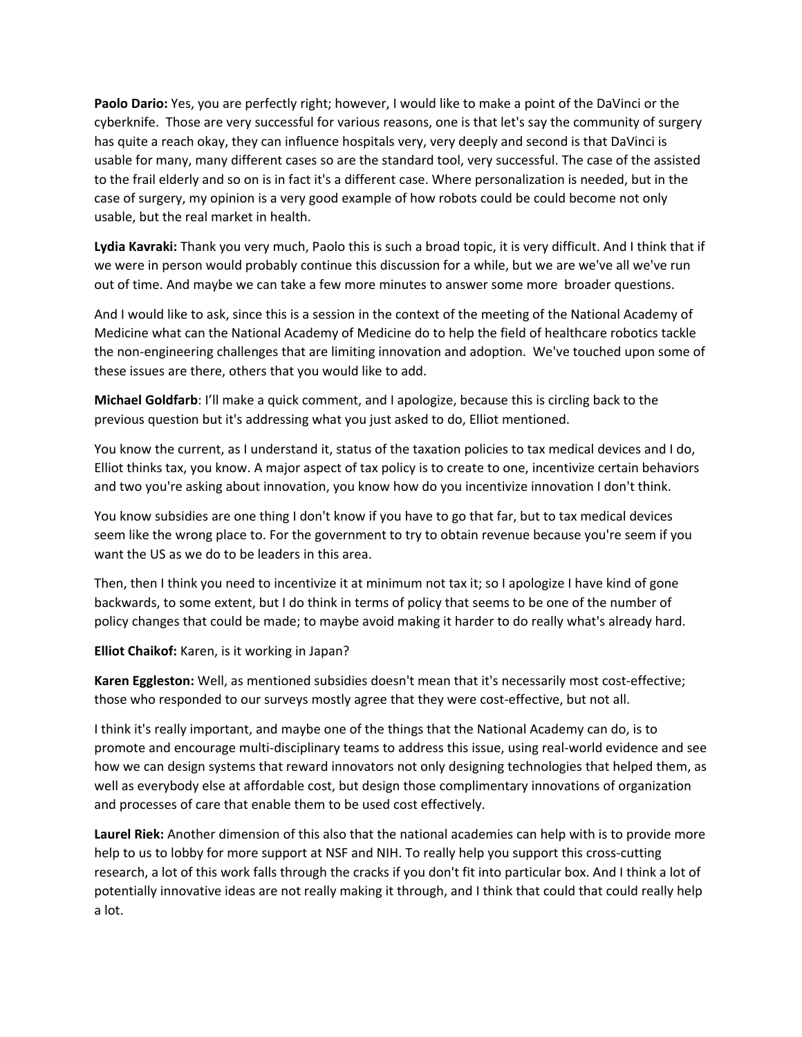**Paolo Dario:** Yes, you are perfectly right; however, I would like to make a point of the DaVinci or the cyberknife. Those are very successful for various reasons, one is that let's say the community of surgery has quite a reach okay, they can influence hospitals very, very deeply and second is that DaVinci is usable for many, many different cases so are the standard tool, very successful. The case of the assisted to the frail elderly and so on is in fact it's a different case. Where personalization is needed, but in the case of surgery, my opinion is a very good example of how robots could be could become not only usable, but the real market in health.

**Lydia Kavraki:** Thank you very much, Paolo this is such a broad topic, it is very difficult. And I think that if we were in person would probably continue this discussion for a while, but we are we've all we've run out of time. And maybe we can take a few more minutes to answer some more broader questions.

And I would like to ask, since this is a session in the context of the meeting of the National Academy of Medicine what can the National Academy of Medicine do to help the field of healthcare robotics tackle the non-engineering challenges that are limiting innovation and adoption. We've touched upon some of these issues are there, others that you would like to add.

**Michael Goldfarb**: I'll make a quick comment, and I apologize, because this is circling back to the previous question but it's addressing what you just asked to do, Elliot mentioned.

You know the current, as I understand it, status of the taxation policies to tax medical devices and I do, Elliot thinks tax, you know. A major aspect of tax policy is to create to one, incentivize certain behaviors and two you're asking about innovation, you know how do you incentivize innovation I don't think.

You know subsidies are one thing I don't know if you have to go that far, but to tax medical devices seem like the wrong place to. For the government to try to obtain revenue because you're seem if you want the US as we do to be leaders in this area.

Then, then I think you need to incentivize it at minimum not tax it; so I apologize I have kind of gone backwards, to some extent, but I do think in terms of policy that seems to be one of the number of policy changes that could be made; to maybe avoid making it harder to do really what's already hard.

**Elliot Chaikof:** Karen, is it working in Japan?

**Karen Eggleston:** Well, as mentioned subsidies doesn't mean that it's necessarily most cost-effective; those who responded to our surveys mostly agree that they were cost-effective, but not all.

I think it's really important, and maybe one of the things that the National Academy can do, is to promote and encourage multi-disciplinary teams to address this issue, using real-world evidence and see how we can design systems that reward innovators not only designing technologies that helped them, as well as everybody else at affordable cost, but design those complimentary innovations of organization and processes of care that enable them to be used cost effectively.

**Laurel Riek:** Another dimension of this also that the national academies can help with is to provide more help to us to lobby for more support at NSF and NIH. To really help you support this cross-cutting research, a lot of this work falls through the cracks if you don't fit into particular box. And I think a lot of potentially innovative ideas are not really making it through, and I think that could that could really help a lot.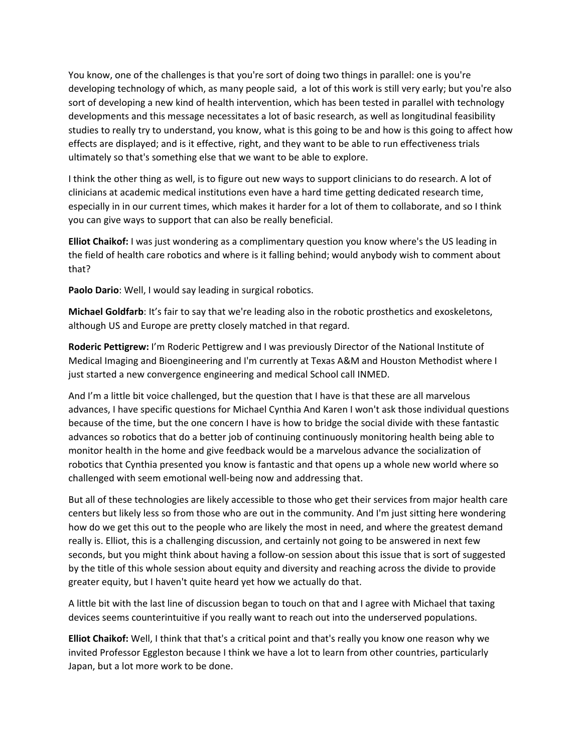You know, one of the challenges is that you're sort of doing two things in parallel: one is you're developing technology of which, as many people said,  a lot of this work is still very early; but you're also sort of developing a new kind of health intervention, which has been tested in parallel with technology developments and this message necessitates a lot of basic research, as well as longitudinal feasibility studies to really try to understand, you know, what is this going to be and how is this going to affect how effects are displayed; and is it effective, right, and they want to be able to run effectiveness trials ultimately so that's something else that we want to be able to explore.

I think the other thing as well, is to figure out new ways to support clinicians to do research. A lot of clinicians at academic medical institutions even have a hard time getting dedicated research time, especially in in our current times, which makes it harder for a lot of them to collaborate, and so I think you can give ways to support that can also be really beneficial.

**Elliot Chaikof:** I was just wondering as a complimentary question you know where's the US leading in the field of health care robotics and where is it falling behind; would anybody wish to comment about that?

**Paolo Dario**: Well, I would say leading in surgical robotics.

**Michael Goldfarb**: It's fair to say that we're leading also in the robotic prosthetics and exoskeletons, although US and Europe are pretty closely matched in that regard.

**Roderic Pettigrew:** I'm Roderic Pettigrew and I was previously Director of the National Institute of Medical Imaging and Bioengineering and I'm currently at Texas A&M and Houston Methodist where I just started a new convergence engineering and medical School call INMED.

And I'm a little bit voice challenged, but the question that I have is that these are all marvelous advances, I have specific questions for Michael Cynthia And Karen I won't ask those individual questions because of the time, but the one concern I have is how to bridge the social divide with these fantastic advances so robotics that do a better job of continuing continuously monitoring health being able to monitor health in the home and give feedback would be a marvelous advance the socialization of robotics that Cynthia presented you know is fantastic and that opens up a whole new world where so challenged with seem emotional well-being now and addressing that.

But all of these technologies are likely accessible to those who get their services from major health care centers but likely less so from those who are out in the community. And I'm just sitting here wondering how do we get this out to the people who are likely the most in need, and where the greatest demand really is. Elliot, this is a challenging discussion, and certainly not going to be answered in next few seconds, but you might think about having a follow-on session about this issue that is sort of suggested by the title of this whole session about equity and diversity and reaching across the divide to provide greater equity, but I haven't quite heard yet how we actually do that.

A little bit with the last line of discussion began to touch on that and I agree with Michael that taxing devices seems counterintuitive if you really want to reach out into the underserved populations.

**Elliot Chaikof:** Well, I think that that's a critical point and that's really you know one reason why we invited Professor Eggleston because I think we have a lot to learn from other countries, particularly Japan, but a lot more work to be done.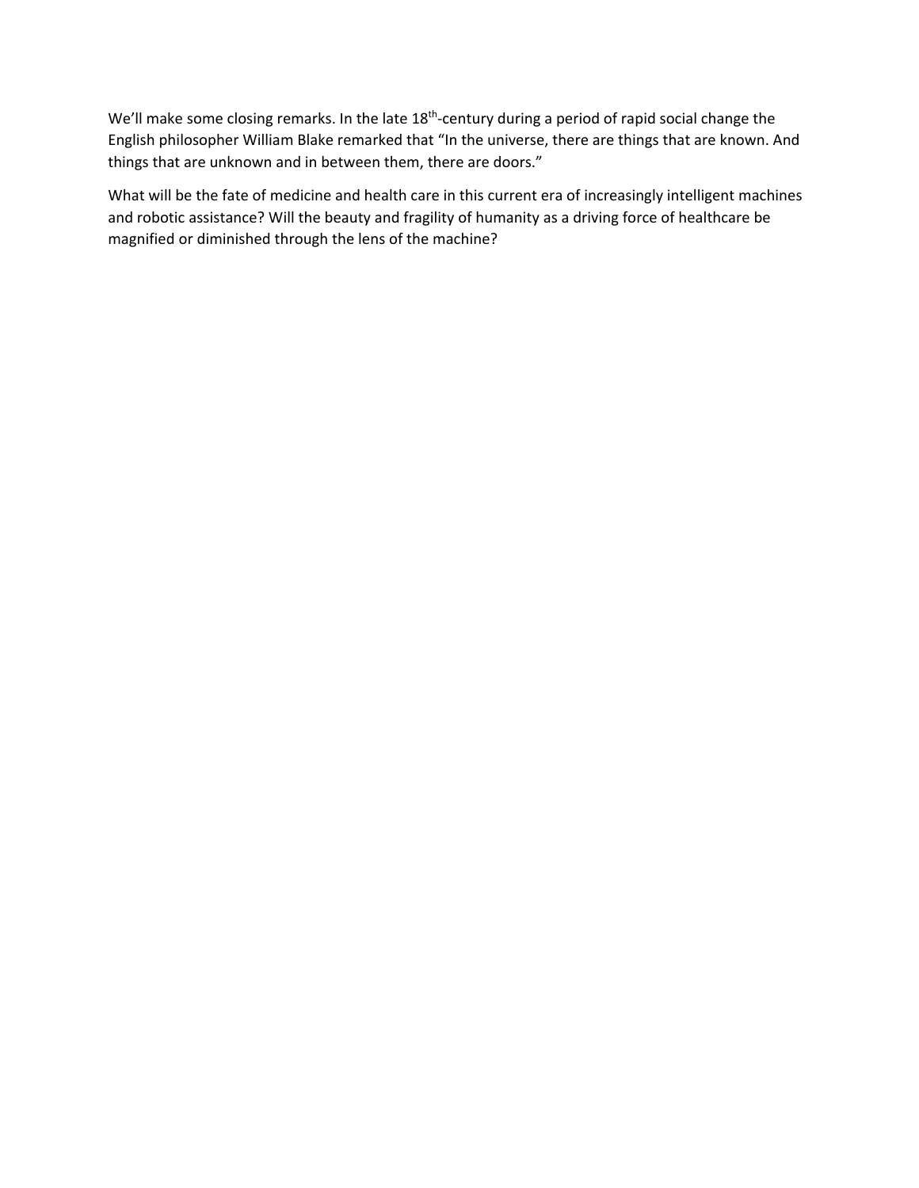We'll make some closing remarks. In the late 18$^{th}$-century during a period of rapid social change the English philosopher William Blake remarked that "In the universe, there are things that are known. And things that are unknown and in between them, there are doors."

What will be the fate of medicine and health care in this current era of increasingly intelligent machines and robotic assistance? Will the beauty and fragility of humanity as a driving force of healthcare be magnified or diminished through the lens of the machine?